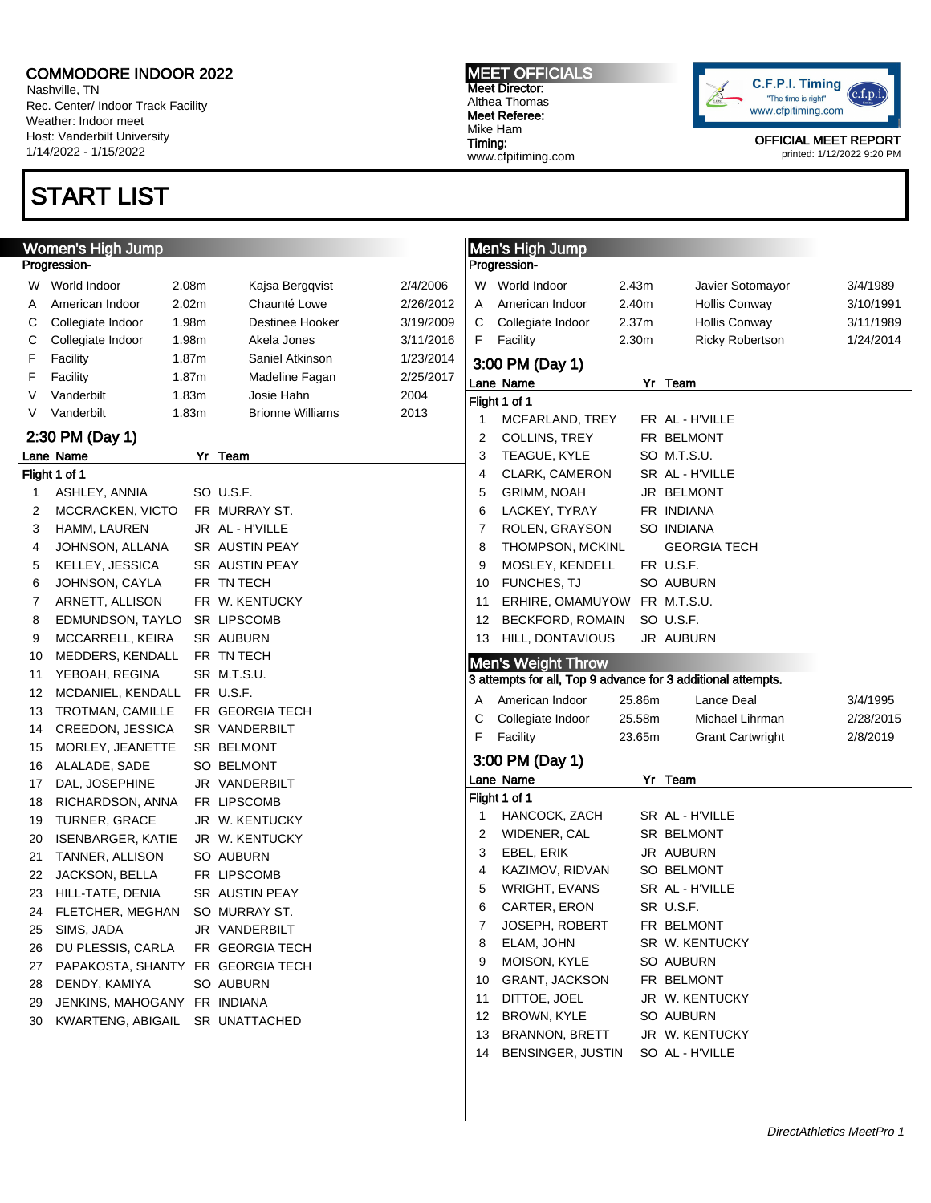COMMODORE INDOOR 2022
Nashville, TN
Rec. Center/ Indoor Track Facility
Weather: Indoor meet
Host: Vanderbilt University
1/14/2022 - 1/15/2022

**MEET OFFICIALS**
**Meet Director:**
Althea Thomas
**Meet Referee:**
Mike Ham
**Timing:**
www.cfpitiming.com

C.F.P.I. Timing
"The time is right"
www.cfpitiming.com

OFFICIAL MEET REPORT
printed: 1/12/2022 9:20 PM

# START LIST

## Women's High Jump

**Progression-**

| | | | | |
|---|---|---|---|---|
| W | World Indoor | 2.08m | Kajsa Bergqvist | 2/4/2006 |
| A | American Indoor | 2.02m | Chaunté Lowe | 2/26/2012 |
| C | Collegiate Indoor | 1.98m | Destinee Hooker | 3/19/2009 |
| C | Collegiate Indoor | 1.98m | Akela Jones | 3/11/2016 |
| F | Facility | 1.87m | Saniel Atkinson | 1/23/2014 |
| F | Facility | 1.87m | Madeline Fagan | 2/25/2017 |
| V | Vanderbilt | 1.83m | Josie Hahn | 2004 |
| V | Vanderbilt | 1.83m | Brionne Williams | 2013 |

### 2:30 PM (Day 1)

**Flight 1 of 1**

| Lane | Name | Yr | Team |
|---|---|---|---|
| 1 | ASHLEY, ANNIA | SO | U.S.F. |
| 2 | MCCRACKEN, VICTO | FR | MURRAY ST. |
| 3 | HAMM, LAUREN | JR | AL - H'VILLE |
| 4 | JOHNSON, ALLANA | SR | AUSTIN PEAY |
| 5 | KELLEY, JESSICA | SR | AUSTIN PEAY |
| 6 | JOHNSON, CAYLA | FR | TN TECH |
| 7 | ARNETT, ALLISON | FR | W. KENTUCKY |
| 8 | EDMUNDSON, TAYLO | SR | LIPSCOMB |
| 9 | MCCARRELL, KEIRA | SR | AUBURN |
| 10 | MEDDERS, KENDALL | FR | TN TECH |
| 11 | YEBOAH, REGINA | SR | M.T.S.U. |
| 12 | MCDANIEL, KENDALL | FR | U.S.F. |
| 13 | TROTMAN, CAMILLE | FR | GEORGIA TECH |
| 14 | CREEDON, JESSICA | SR | VANDERBILT |
| 15 | MORLEY, JEANETTE | SR | BELMONT |
| 16 | ALALADE, SADE | SO | BELMONT |
| 17 | DAL, JOSEPHINE | JR | VANDERBILT |
| 18 | RICHARDSON, ANNA | FR | LIPSCOMB |
| 19 | TURNER, GRACE | JR | W. KENTUCKY |
| 20 | ISENBARGER, KATIE | JR | W. KENTUCKY |
| 21 | TANNER, ALLISON | SO | AUBURN |
| 22 | JACKSON, BELLA | FR | LIPSCOMB |
| 23 | HILL-TATE, DENIA | SR | AUSTIN PEAY |
| 24 | FLETCHER, MEGHAN | SO | MURRAY ST. |
| 25 | SIMS, JADA | JR | VANDERBILT |
| 26 | DU PLESSIS, CARLA | FR | GEORGIA TECH |
| 27 | PAPAKOSTA, SHANTY | FR | GEORGIA TECH |
| 28 | DENDY, KAMIYA | SO | AUBURN |
| 29 | JENKINS, MAHOGANY | FR | INDIANA |
| 30 | KWARTENG, ABIGAIL | SR | UNATTACHED |

## Men's High Jump

**Progression-**

| | | | | |
|---|---|---|---|---|
| W | World Indoor | 2.43m | Javier Sotomayor | 3/4/1989 |
| A | American Indoor | 2.40m | Hollis Conway | 3/10/1991 |
| C | Collegiate Indoor | 2.37m | Hollis Conway | 3/11/1989 |
| F | Facility | 2.30m | Ricky Robertson | 1/24/2014 |

### 3:00 PM (Day 1)

**Flight 1 of 1**

| Lane | Name | Yr | Team |
|---|---|---|---|
| 1 | MCFARLAND, TREY | FR | AL - H'VILLE |
| 2 | COLLINS, TREY | FR | BELMONT |
| 3 | TEAGUE, KYLE | SO | M.T.S.U. |
| 4 | CLARK, CAMERON | SR | AL - H'VILLE |
| 5 | GRIMM, NOAH | JR | BELMONT |
| 6 | LACKEY, TYRAY | FR | INDIANA |
| 7 | ROLEN, GRAYSON | SO | INDIANA |
| 8 | THOMPSON, MCKINL | | GEORGIA TECH |
| 9 | MOSLEY, KENDELL | FR | U.S.F. |
| 10 | FUNCHES, TJ | SO | AUBURN |
| 11 | ERHIRE, OMAMUYOW | FR | M.T.S.U. |
| 12 | BECKFORD, ROMAIN | SO | U.S.F. |
| 13 | HILL, DONTAVIOUS | JR | AUBURN |

## Men's Weight Throw

**3 attempts for all, Top 9 advance for 3 additional attempts.**

| | | | | |
|---|---|---|---|---|
| A | American Indoor | 25.86m | Lance Deal | 3/4/1995 |
| C | Collegiate Indoor | 25.58m | Michael Lihrman | 2/28/2015 |
| F | Facility | 23.65m | Grant Cartwright | 2/8/2019 |

### 3:00 PM (Day 1)

**Flight 1 of 1**

| Lane | Name | Yr | Team |
|---|---|---|---|
| 1 | HANCOCK, ZACH | SR | AL - H'VILLE |
| 2 | WIDENER, CAL | SR | BELMONT |
| 3 | EBEL, ERIK | JR | AUBURN |
| 4 | KAZIMOV, RIDVAN | SO | BELMONT |
| 5 | WRIGHT, EVANS | SR | AL - H'VILLE |
| 6 | CARTER, ERON | SR | U.S.F. |
| 7 | JOSEPH, ROBERT | FR | BELMONT |
| 8 | ELAM, JOHN | SR | W. KENTUCKY |
| 9 | MOISON, KYLE | SO | AUBURN |
| 10 | GRANT, JACKSON | FR | BELMONT |
| 11 | DITTOE, JOEL | JR | W. KENTUCKY |
| 12 | BROWN, KYLE | SO | AUBURN |
| 13 | BRANNON, BRETT | JR | W. KENTUCKY |
| 14 | BENSINGER, JUSTIN | SO | AL - H'VILLE |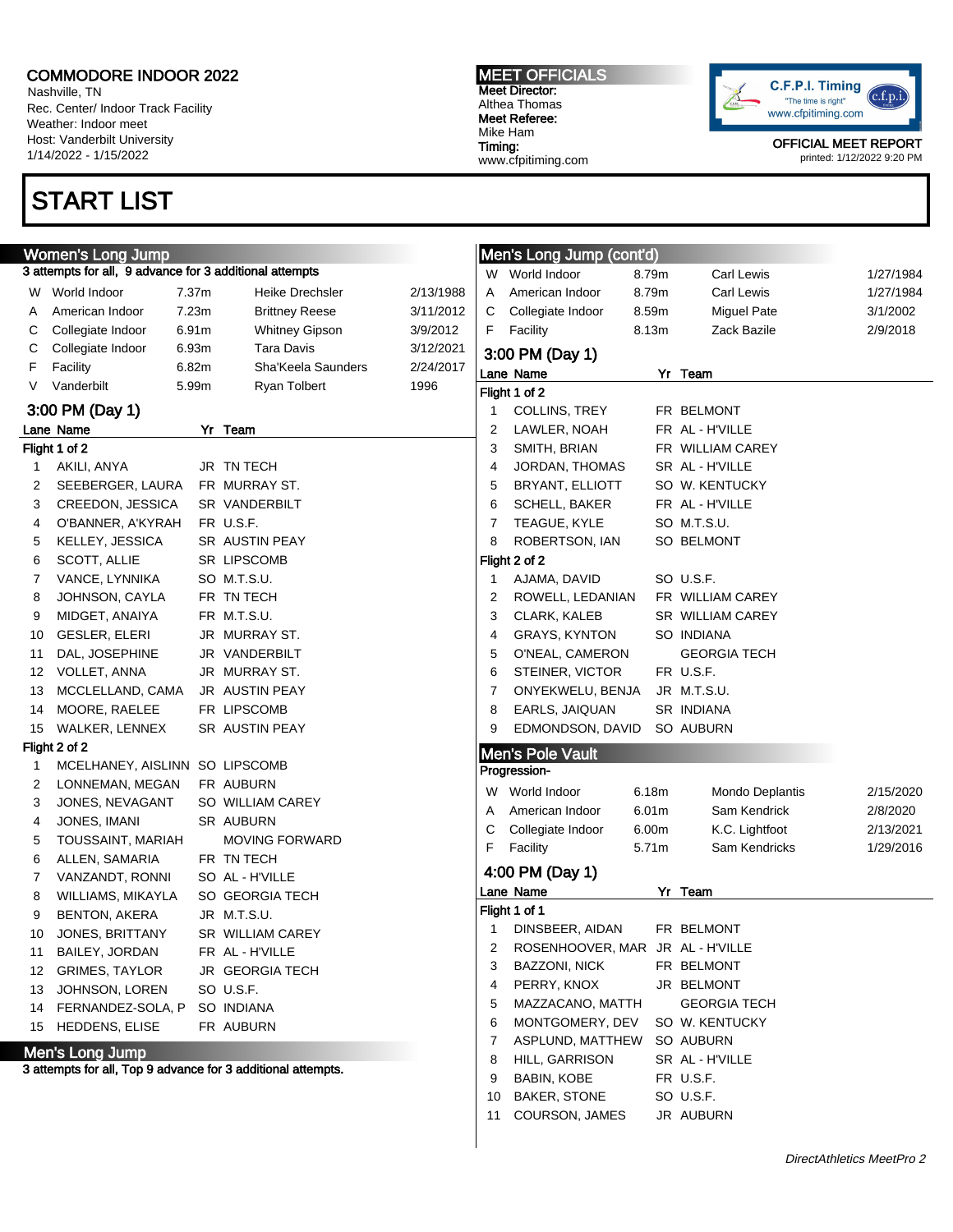# COMMODORE INDOOR 2022

Nashville, TN
Rec. Center/ Indoor Track Facility
Weather: Indoor meet
Host: Vanderbilt University
1/14/2022 - 1/15/2022

**MEET OFFICIALS**
**Meet Director:**
Althea Thomas
**Meet Referee:**
Mike Ham
**Timing:**
www.cfpitiming.com

C.F.P.I. Timing
"The time is right"
www.cfpitiming.com

OFFICIAL MEET REPORT
printed: 1/12/2022 9:20 PM

# START LIST

## Women's Long Jump

3 attempts for all, 9 advance for 3 additional attempts

| | | | | |
|---|---|---|---|---|
| W | World Indoor | 7.37m | Heike Drechsler | 2/13/1988 |
| A | American Indoor | 7.23m | Brittney Reese | 3/11/2012 |
| C | Collegiate Indoor | 6.91m | Whitney Gipson | 3/9/2012 |
| C | Collegiate Indoor | 6.93m | Tara Davis | 3/12/2021 |
| F | Facility | 6.82m | Sha'Keela Saunders | 2/24/2017 |
| V | Vanderbilt | 5.99m | Ryan Tolbert | 1996 |

### 3:00 PM (Day 1)

**Flight 1 of 2**

| Lane | Name | Yr | Team |
|---|---|---|---|
| 1 | AKILI, ANYA | JR | TN TECH |
| 2 | SEEBERGER, LAURA | FR | MURRAY ST. |
| 3 | CREEDON, JESSICA | SR | VANDERBILT |
| 4 | O'BANNER, A'KYRAH | FR | U.S.F. |
| 5 | KELLEY, JESSICA | SR | AUSTIN PEAY |
| 6 | SCOTT, ALLIE | SR | LIPSCOMB |
| 7 | VANCE, LYNNIKA | SO | M.T.S.U. |
| 8 | JOHNSON, CAYLA | FR | TN TECH |
| 9 | MIDGET, ANAIYA | FR | M.T.S.U. |
| 10 | GESLER, ELERI | JR | MURRAY ST. |
| 11 | DAL, JOSEPHINE | JR | VANDERBILT |
| 12 | VOLLET, ANNA | JR | MURRAY ST. |
| 13 | MCCLELLAND, CAMA | JR | AUSTIN PEAY |
| 14 | MOORE, RAELEE | FR | LIPSCOMB |
| 15 | WALKER, LENNEX | SR | AUSTIN PEAY |

**Flight 2 of 2**

| Lane | Name | Yr | Team |
|---|---|---|---|
| 1 | MCELHANEY, AISLINN | SO | LIPSCOMB |
| 2 | LONNEMAN, MEGAN | FR | AUBURN |
| 3 | JONES, NEVAGANT | SO | WILLIAM CAREY |
| 4 | JONES, IMANI | SR | AUBURN |
| 5 | TOUSSAINT, MARIAH | | MOVING FORWARD |
| 6 | ALLEN, SAMARIA | FR | TN TECH |
| 7 | VANZANDT, RONNI | SO | AL - H'VILLE |
| 8 | WILLIAMS, MIKAYLA | SO | GEORGIA TECH |
| 9 | BENTON, AKERA | JR | M.T.S.U. |
| 10 | JONES, BRITTANY | SR | WILLIAM CAREY |
| 11 | BAILEY, JORDAN | FR | AL - H'VILLE |
| 12 | GRIMES, TAYLOR | JR | GEORGIA TECH |
| 13 | JOHNSON, LOREN | SO | U.S.F. |
| 14 | FERNANDEZ-SOLA, P | SO | INDIANA |
| 15 | HEDDENS, ELISE | FR | AUBURN |

## Men's Long Jump

3 attempts for all, Top 9 advance for 3 additional attempts.

## Men's Long Jump (cont'd)

| | | | | |
|---|---|---|---|---|
| W | World Indoor | 8.79m | Carl Lewis | 1/27/1984 |
| A | American Indoor | 8.79m | Carl Lewis | 1/27/1984 |
| C | Collegiate Indoor | 8.59m | Miguel Pate | 3/1/2002 |
| F | Facility | 8.13m | Zack Bazile | 2/9/2018 |

### 3:00 PM (Day 1)

**Flight 1 of 2**

| Lane | Name | Yr | Team |
|---|---|---|---|
| 1 | COLLINS, TREY | FR | BELMONT |
| 2 | LAWLER, NOAH | FR | AL - H'VILLE |
| 3 | SMITH, BRIAN | FR | WILLIAM CAREY |
| 4 | JORDAN, THOMAS | SR | AL - H'VILLE |
| 5 | BRYANT, ELLIOTT | SO | W. KENTUCKY |
| 6 | SCHELL, BAKER | FR | AL - H'VILLE |
| 7 | TEAGUE, KYLE | SO | M.T.S.U. |
| 8 | ROBERTSON, IAN | SO | BELMONT |

**Flight 2 of 2**

| Lane | Name | Yr | Team |
|---|---|---|---|
| 1 | AJAMA, DAVID | SO | U.S.F. |
| 2 | ROWELL, LEDANIAN | FR | WILLIAM CAREY |
| 3 | CLARK, KALEB | SR | WILLIAM CAREY |
| 4 | GRAYS, KYNTON | SO | INDIANA |
| 5 | O'NEAL, CAMERON | | GEORGIA TECH |
| 6 | STEINER, VICTOR | FR | U.S.F. |
| 7 | ONYEKWELU, BENJA | JR | M.T.S.U. |
| 8 | EARLS, JAIQUAN | SR | INDIANA |
| 9 | EDMONDSON, DAVID | SO | AUBURN |

## Men's Pole Vault

Progression-

| | | | | |
|---|---|---|---|---|
| W | World Indoor | 6.18m | Mondo Deplantis | 2/15/2020 |
| A | American Indoor | 6.01m | Sam Kendrick | 2/8/2020 |
| C | Collegiate Indoor | 6.00m | K.C. Lightfoot | 2/13/2021 |
| F | Facility | 5.71m | Sam Kendricks | 1/29/2016 |

### 4:00 PM (Day 1)

**Flight 1 of 1**

| Lane | Name | Yr | Team |
|---|---|---|---|
| 1 | DINSBEER, AIDAN | FR | BELMONT |
| 2 | ROSENHOOVER, MAR | JR | AL - H'VILLE |
| 3 | BAZZONI, NICK | FR | BELMONT |
| 4 | PERRY, KNOX | JR | BELMONT |
| 5 | MAZZACANO, MATTH | | GEORGIA TECH |
| 6 | MONTGOMERY, DEV | SO | W. KENTUCKY |
| 7 | ASPLUND, MATTHEW | SO | AUBURN |
| 8 | HILL, GARRISON | SR | AL - H'VILLE |
| 9 | BABIN, KOBE | FR | U.S.F. |
| 10 | BAKER, STONE | SO | U.S.F. |
| 11 | COURSON, JAMES | JR | AUBURN |

*DirectAthletics MeetPro 2*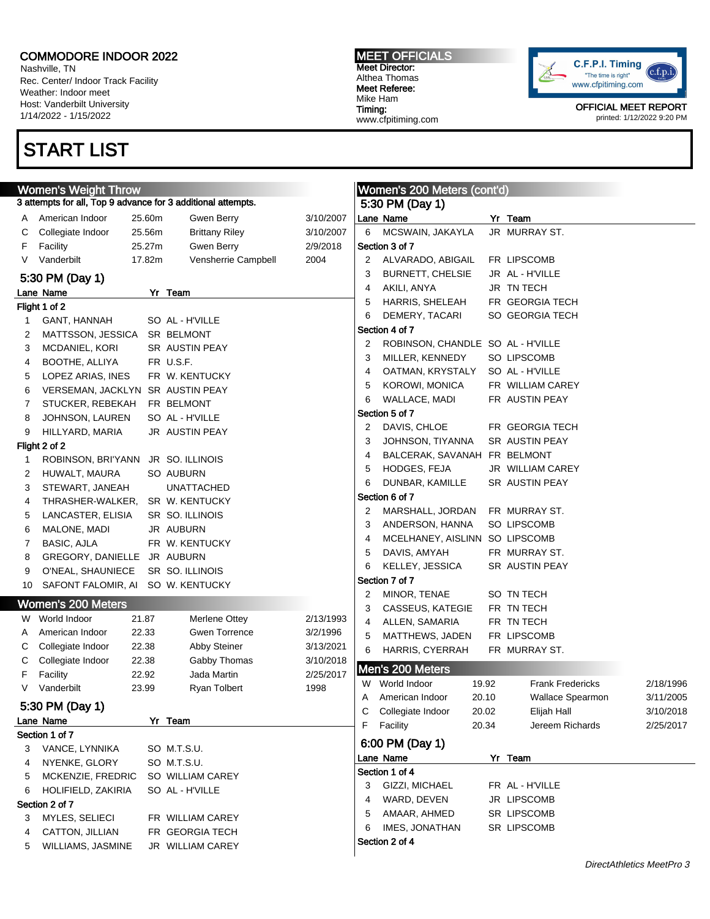COMMODORE INDOOR 2022
Nashville, TN
Rec. Center/ Indoor Track Facility
Weather: Indoor meet
Host: Vanderbilt University
1/14/2022 - 1/15/2022

MEET OFFICIALS
Meet Director:
Althea Thomas
Meet Referee:
Mike Ham
Timing:
www.cfpitiming.com

C.F.P.I. Timing "The time is right" www.cfpitiming.com

OFFICIAL MEET REPORT
printed: 1/12/2022 9:20 PM

# START LIST

## Women's Weight Throw

3 attempts for all, Top 9 advance for 3 additional attempts.

| | | | | |
|---|---|---|---|---|
| A | American Indoor | 25.60m | Gwen Berry | 3/10/2007 |
| C | Collegiate Indoor | 25.56m | Brittany Riley | 3/10/2007 |
| F | Facility | 25.27m | Gwen Berry | 2/9/2018 |
| V | Vanderbilt | 17.82m | Vensherrie Campbell | 2004 |

### 5:30 PM (Day 1)

**Flight 1 of 2**

| Lane | Name | Yr | Team |
|---|---|---|---|
| 1 | GANT, HANNAH | SO | AL - H'VILLE |
| 2 | MATTSSON, JESSICA | SR | BELMONT |
| 3 | MCDANIEL, KORI | SR | AUSTIN PEAY |
| 4 | BOOTHE, ALLIYA | FR | U.S.F. |
| 5 | LOPEZ ARIAS, INES | FR | W. KENTUCKY |
| 6 | VERSEMAN, JACKLYN | SR | AUSTIN PEAY |
| 7 | STUCKER, REBEKAH | FR | BELMONT |
| 8 | JOHNSON, LAUREN | SO | AL - H'VILLE |
| 9 | HILLYARD, MARIA | JR | AUSTIN PEAY |

**Flight 2 of 2**

| Lane | Name | Yr | Team |
|---|---|---|---|
| 1 | ROBINSON, BRI'YANN | JR | SO. ILLINOIS |
| 2 | HUWALT, MAURA | SO | AUBURN |
| 3 | STEWART, JANEAH | | UNATTACHED |
| 4 | THRASHER-WALKER, | SR | W. KENTUCKY |
| 5 | LANCASTER, ELISIA | SR | SO. ILLINOIS |
| 6 | MALONE, MADI | JR | AUBURN |
| 7 | BASIC, AJLA | FR | W. KENTUCKY |
| 8 | GREGORY, DANIELLE | JR | AUBURN |
| 9 | O'NEAL, SHAUNIECE | SR | SO. ILLINOIS |
| 10 | SAFONT FALOMIR, AI | SO | W. KENTUCKY |

## Women's 200 Meters

| | | | | |
|---|---|---|---|---|
| W | World Indoor | 21.87 | Merlene Ottey | 2/13/1993 |
| A | American Indoor | 22.33 | Gwen Torrence | 3/2/1996 |
| C | Collegiate Indoor | 22.38 | Abby Steiner | 3/13/2021 |
| C | Collegiate Indoor | 22.38 | Gabby Thomas | 3/10/2018 |
| F | Facility | 22.92 | Jada Martin | 2/25/2017 |
| V | Vanderbilt | 23.99 | Ryan Tolbert | 1998 |

### 5:30 PM (Day 1)

**Section 1 of 7**

| Lane | Name | Yr | Team |
|---|---|---|---|
| 3 | VANCE, LYNNIKA | SO | M.T.S.U. |
| 4 | NYENKE, GLORY | SO | M.T.S.U. |
| 5 | MCKENZIE, FREDRIC | SO | WILLIAM CAREY |
| 6 | HOLIFIELD, ZAKIRIA | SO | AL - H'VILLE |

**Section 2 of 7**

| Lane | Name | Yr | Team |
|---|---|---|---|
| 3 | MYLES, SELIECI | FR | WILLIAM CAREY |
| 4 | CATTON, JILLIAN | FR | GEORGIA TECH |
| 5 | WILLIAMS, JASMINE | JR | WILLIAM CAREY |
| 6 | MCSWAIN, JAKAYLA | JR | MURRAY ST. |

**Section 3 of 7**

| Lane | Name | Yr | Team |
|---|---|---|---|
| 2 | ALVARADO, ABIGAIL | FR | LIPSCOMB |
| 3 | BURNETT, CHELSIE | JR | AL - H'VILLE |
| 4 | AKILI, ANYA | JR | TN TECH |
| 5 | HARRIS, SHELEAH | FR | GEORGIA TECH |
| 6 | DEMERY, TACARI | SO | GEORGIA TECH |

**Section 4 of 7**

| Lane | Name | Yr | Team |
|---|---|---|---|
| 2 | ROBINSON, CHANDLE | SO | AL - H'VILLE |
| 3 | MILLER, KENNEDY | SO | LIPSCOMB |
| 4 | OATMAN, KRYSTALY | SO | AL - H'VILLE |
| 5 | KOROWI, MONICA | FR | WILLIAM CAREY |
| 6 | WALLACE, MADI | FR | AUSTIN PEAY |

**Section 5 of 7**

| Lane | Name | Yr | Team |
|---|---|---|---|
| 2 | DAVIS, CHLOE | FR | GEORGIA TECH |
| 3 | JOHNSON, TIYANNA | SR | AUSTIN PEAY |
| 4 | BALCERAK, SAVANAH | FR | BELMONT |
| 5 | HODGES, FEJA | JR | WILLIAM CAREY |
| 6 | DUNBAR, KAMILLE | SR | AUSTIN PEAY |

**Section 6 of 7**

| Lane | Name | Yr | Team |
|---|---|---|---|
| 2 | MARSHALL, JORDAN | FR | MURRAY ST. |
| 3 | ANDERSON, HANNA | SO | LIPSCOMB |
| 4 | MCELHANEY, AISLINN | SO | LIPSCOMB |
| 5 | DAVIS, AMYAH | FR | MURRAY ST. |
| 6 | KELLEY, JESSICA | SR | AUSTIN PEAY |

**Section 7 of 7**

| Lane | Name | Yr | Team |
|---|---|---|---|
| 2 | MINOR, TENAE | SO | TN TECH |
| 3 | CASSEUS, KATEGIE | FR | TN TECH |
| 4 | ALLEN, SAMARIA | FR | TN TECH |
| 5 | MATTHEWS, JADEN | FR | LIPSCOMB |
| 6 | HARRIS, CYERRAH | FR | MURRAY ST. |

## Men's 200 Meters

| | | | | |
|---|---|---|---|---|
| W | World Indoor | 19.92 | Frank Fredericks | 2/18/1996 |
| A | American Indoor | 20.10 | Wallace Spearmon | 3/11/2005 |
| C | Collegiate Indoor | 20.02 | Elijah Hall | 3/10/2018 |
| F | Facility | 20.34 | Jereem Richards | 2/25/2017 |

### 6:00 PM (Day 1)

**Section 1 of 4**

| Lane | Name | Yr | Team |
|---|---|---|---|
| 3 | GIZZI, MICHAEL | FR | AL - H'VILLE |
| 4 | WARD, DEVEN | JR | LIPSCOMB |
| 5 | AMAAR, AHMED | SR | LIPSCOMB |
| 6 | IMES, JONATHAN | SR | LIPSCOMB |

**Section 2 of 4**

DirectAthletics MeetPro 3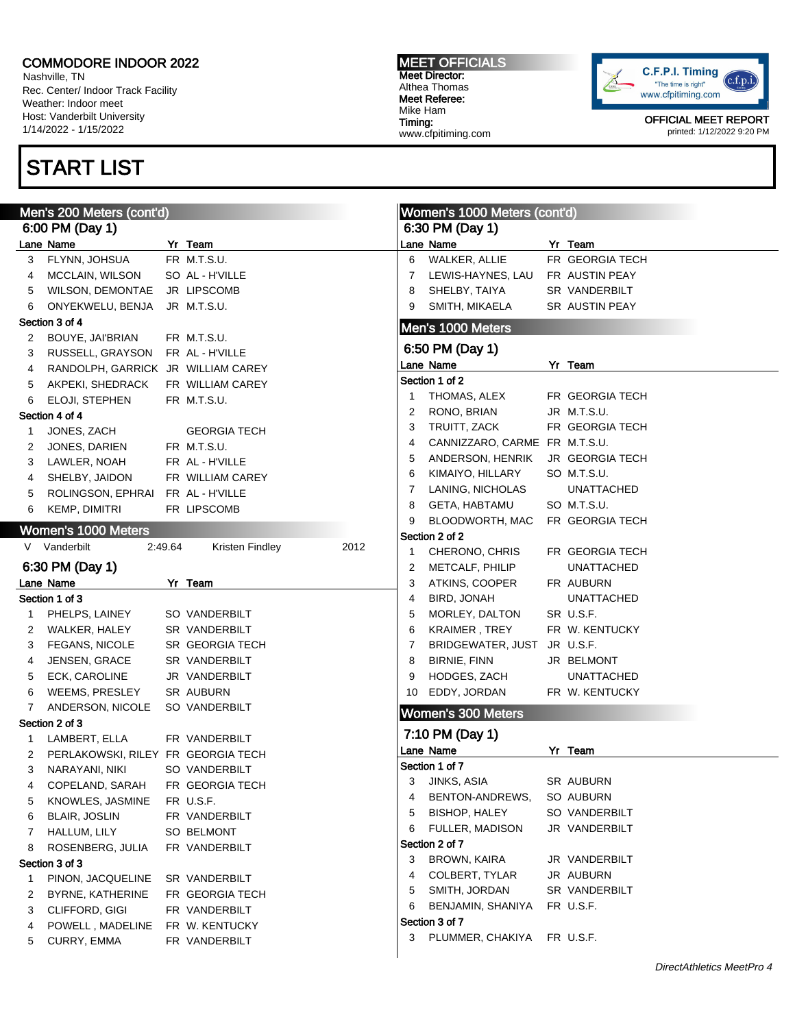# COMMODORE INDOOR 2022

Nashville, TN
Rec. Center/ Indoor Track Facility
Weather: Indoor meet
Host: Vanderbilt University
1/14/2022 - 1/15/2022

**MEET OFFICIALS**
Meet Director: Althea Thomas
Meet Referee: Mike Ham
Timing: www.cfpitiming.com

C.F.P.I. Timing "The time is right" www.cfpitiming.com

OFFICIAL MEET REPORT
printed: 1/12/2022 9:20 PM

# START LIST

## Men's 200 Meters (cont'd)

### 6:00 PM (Day 1)

| Lane | Name | Yr | Team |
|---|---|---|---|
| 3 | FLYNN, JOHSUA | FR | M.T.S.U. |
| 4 | MCCLAIN, WILSON | SO | AL - H'VILLE |
| 5 | WILSON, DEMONTAE | JR | LIPSCOMB |
| 6 | ONYEKWELU, BENJA | JR | M.T.S.U. |
| **Section 3 of 4** | | | |
| 2 | BOUYE, JAI'BRIAN | FR | M.T.S.U. |
| 3 | RUSSELL, GRAYSON | FR | AL - H'VILLE |
| 4 | RANDOLPH, GARRICK | JR | WILLIAM CAREY |
| 5 | AKPEKI, SHEDRACK | FR | WILLIAM CAREY |
| 6 | ELOJI, STEPHEN | FR | M.T.S.U. |
| **Section 4 of 4** | | | |
| 1 | JONES, ZACH | | GEORGIA TECH |
| 2 | JONES, DARIEN | FR | M.T.S.U. |
| 3 | LAWLER, NOAH | FR | AL - H'VILLE |
| 4 | SHELBY, JAIDON | FR | WILLIAM CAREY |
| 5 | ROLINGSON, EPHRAI | FR | AL - H'VILLE |
| 6 | KEMP, DIMITRI | FR | LIPSCOMB |

## Women's 1000 Meters

V Vanderbilt 2:49.64 Kristen Findley 2012

### 6:30 PM (Day 1)

| Lane | Name | Yr | Team |
|---|---|---|---|
| **Section 1 of 3** | | | |
| 1 | PHELPS, LAINEY | SO | VANDERBILT |
| 2 | WALKER, HALEY | SR | VANDERBILT |
| 3 | FEGANS, NICOLE | SR | GEORGIA TECH |
| 4 | JENSEN, GRACE | SR | VANDERBILT |
| 5 | ECK, CAROLINE | JR | VANDERBILT |
| 6 | WEEMS, PRESLEY | SR | AUBURN |
| 7 | ANDERSON, NICOLE | SO | VANDERBILT |
| **Section 2 of 3** | | | |
| 1 | LAMBERT, ELLA | FR | VANDERBILT |
| 2 | PERLAKOWSKI, RILEY | FR | GEORGIA TECH |
| 3 | NARAYANI, NIKI | SO | VANDERBILT |
| 4 | COPELAND, SARAH | FR | GEORGIA TECH |
| 5 | KNOWLES, JASMINE | FR | U.S.F. |
| 6 | BLAIR, JOSLIN | FR | VANDERBILT |
| 7 | HALLUM, LILY | SO | BELMONT |
| 8 | ROSENBERG, JULIA | FR | VANDERBILT |
| **Section 3 of 3** | | | |
| 1 | PINON, JACQUELINE | SR | VANDERBILT |
| 2 | BYRNE, KATHERINE | FR | GEORGIA TECH |
| 3 | CLIFFORD, GIGI | FR | VANDERBILT |
| 4 | POWELL , MADELINE | FR | W. KENTUCKY |
| 5 | CURRY, EMMA | FR | VANDERBILT |

## Women's 1000 Meters (cont'd)

### 6:30 PM (Day 1)

| Lane | Name | Yr | Team |
|---|---|---|---|
| 6 | WALKER, ALLIE | FR | GEORGIA TECH |
| 7 | LEWIS-HAYNES, LAU | FR | AUSTIN PEAY |
| 8 | SHELBY, TAIYA | SR | VANDERBILT |
| 9 | SMITH, MIKAELA | SR | AUSTIN PEAY |

## Men's 1000 Meters

### 6:50 PM (Day 1)

| Lane | Name | Yr | Team |
|---|---|---|---|
| **Section 1 of 2** | | | |
| 1 | THOMAS, ALEX | FR | GEORGIA TECH |
| 2 | RONO, BRIAN | JR | M.T.S.U. |
| 3 | TRUITT, ZACK | FR | GEORGIA TECH |
| 4 | CANNIZZARO, CARME | FR | M.T.S.U. |
| 5 | ANDERSON, HENRIK | JR | GEORGIA TECH |
| 6 | KIMAIYO, HILLARY | SO | M.T.S.U. |
| 7 | LANING, NICHOLAS | | UNATTACHED |
| 8 | GETA, HABTAMU | SO | M.T.S.U. |
| 9 | BLOODWORTH, MAC | FR | GEORGIA TECH |
| **Section 2 of 2** | | | |
| 1 | CHERONO, CHRIS | FR | GEORGIA TECH |
| 2 | METCALF, PHILIP | | UNATTACHED |
| 3 | ATKINS, COOPER | FR | AUBURN |
| 4 | BIRD, JONAH | | UNATTACHED |
| 5 | MORLEY, DALTON | SR | U.S.F. |
| 6 | KRAIMER , TREY | FR | W. KENTUCKY |
| 7 | BRIDGEWATER, JUST | JR | U.S.F. |
| 8 | BIRNIE, FINN | JR | BELMONT |
| 9 | HODGES, ZACH | | UNATTACHED |
| 10 | EDDY, JORDAN | FR | W. KENTUCKY |

## Women's 300 Meters

### 7:10 PM (Day 1)

| Lane | Name | Yr | Team |
|---|---|---|---|
| **Section 1 of 7** | | | |
| 3 | JINKS, ASIA | SR | AUBURN |
| 4 | BENTON-ANDREWS, | SO | AUBURN |
| 5 | BISHOP, HALEY | SO | VANDERBILT |
| 6 | FULLER, MADISON | JR | VANDERBILT |
| **Section 2 of 7** | | | |
| 3 | BROWN, KAIRA | JR | VANDERBILT |
| 4 | COLBERT, TYLAR | JR | AUBURN |
| 5 | SMITH, JORDAN | SR | VANDERBILT |
| 6 | BENJAMIN, SHANIYA | FR | U.S.F. |
| **Section 3 of 7** | | | |
| 3 | PLUMMER, CHAKIYA | FR | U.S.F. |

*DirectAthletics MeetPro 4*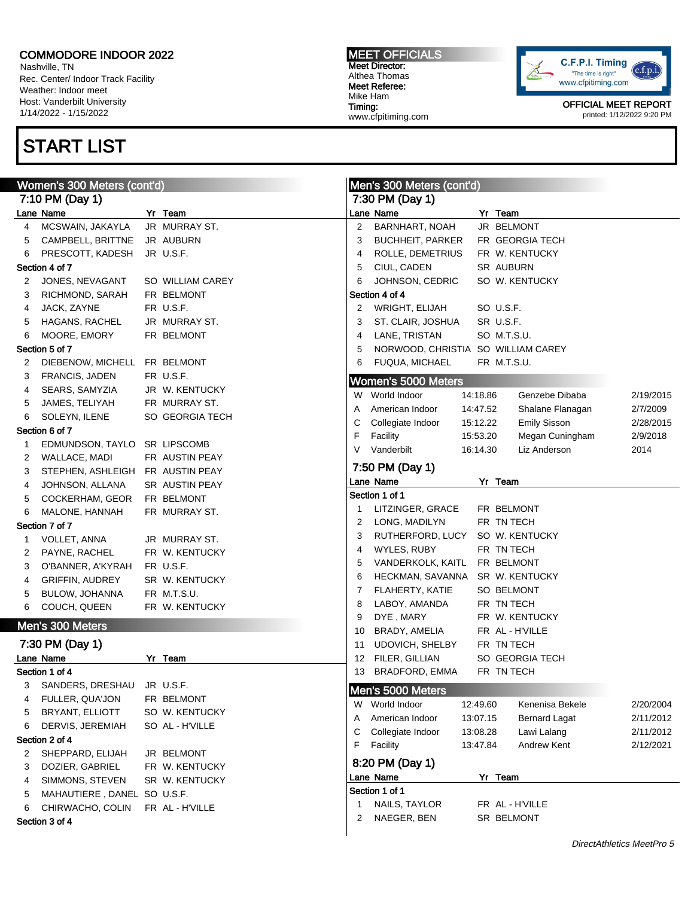COMMODORE INDOOR 2022
Nashville, TN
Rec. Center/ Indoor Track Facility
Weather: Indoor meet
Host: Vanderbilt University
1/14/2022 - 1/15/2022

MEET OFFICIALS
Meet Director:
Althea Thomas
Meet Referee:
Mike Ham
Timing:
www.cfpitiming.com

OFFICIAL MEET REPORT
printed: 1/12/2022 9:20 PM

# START LIST

## Women's 300 Meters (cont'd)

### 7:10 PM (Day 1)

| Lane | Name | Yr | Team |
|---|---|---|---|
| 4 | MCSWAIN, JAKAYLA | JR | MURRAY ST. |
| 5 | CAMPBELL, BRITTNE | JR | AUBURN |
| 6 | PRESCOTT, KADESH | JR | U.S.F. |
| **Section 4 of 7** | | | |
| 2 | JONES, NEVAGANT | SO | WILLIAM CAREY |
| 3 | RICHMOND, SARAH | FR | BELMONT |
| 4 | JACK, ZAYNE | FR | U.S.F. |
| 5 | HAGANS, RACHEL | JR | MURRAY ST. |
| 6 | MOORE, EMORY | FR | BELMONT |
| **Section 5 of 7** | | | |
| 2 | DIEBENOW, MICHELL | FR | BELMONT |
| 3 | FRANCIS, JADEN | FR | U.S.F. |
| 4 | SEARS, SAMYZIA | JR | W. KENTUCKY |
| 5 | JAMES, TELIYAH | FR | MURRAY ST. |
| 6 | SOLEYN, ILENE | SO | GEORGIA TECH |
| **Section 6 of 7** | | | |
| 1 | EDMUNDSON, TAYLO | SR | LIPSCOMB |
| 2 | WALLACE, MADI | FR | AUSTIN PEAY |
| 3 | STEPHEN, ASHLEIGH | FR | AUSTIN PEAY |
| 4 | JOHNSON, ALLANA | SR | AUSTIN PEAY |
| 5 | COCKERHAM, GEOR | FR | BELMONT |
| 6 | MALONE, HANNAH | FR | MURRAY ST. |
| **Section 7 of 7** | | | |
| 1 | VOLLET, ANNA | JR | MURRAY ST. |
| 2 | PAYNE, RACHEL | FR | W. KENTUCKY |
| 3 | O'BANNER, A'KYRAH | FR | U.S.F. |
| 4 | GRIFFIN, AUDREY | SR | W. KENTUCKY |
| 5 | BULOW, JOHANNA | FR | M.T.S.U. |
| 6 | COUCH, QUEEN | FR | W. KENTUCKY |

## Men's 300 Meters

### 7:30 PM (Day 1)

| Lane | Name | Yr | Team |
|---|---|---|---|
| **Section 1 of 4** | | | |
| 3 | SANDERS, DRESHAU | JR | U.S.F. |
| 4 | FULLER, QUA'JON | FR | BELMONT |
| 5 | BRYANT, ELLIOTT | SO | W. KENTUCKY |
| 6 | DERVIS, JEREMIAH | SO | AL - H'VILLE |
| **Section 2 of 4** | | | |
| 2 | SHEPPARD, ELIJAH | JR | BELMONT |
| 3 | DOZIER, GABRIEL | FR | W. KENTUCKY |
| 4 | SIMMONS, STEVEN | SR | W. KENTUCKY |
| 5 | MAHAUTIERE , DANEL | SO | U.S.F. |
| 6 | CHIRWACHO, COLIN | FR | AL - H'VILLE |
| **Section 3 of 4** | | | |

## Men's 300 Meters (cont'd)

### 7:30 PM (Day 1)

| Lane | Name | Yr | Team |
|---|---|---|---|
| 2 | BARNHART, NOAH | JR | BELMONT |
| 3 | BUCHHEIT, PARKER | FR | GEORGIA TECH |
| 4 | ROLLE, DEMETRIUS | FR | W. KENTUCKY |
| 5 | CIUL, CADEN | SR | AUBURN |
| 6 | JOHNSON, CEDRIC | SO | W. KENTUCKY |
| **Section 4 of 4** | | | |
| 2 | WRIGHT, ELIJAH | SO | U.S.F. |
| 3 | ST. CLAIR, JOSHUA | SR | U.S.F. |
| 4 | LANE, TRISTAN | SO | M.T.S.U. |
| 5 | NORWOOD, CHRISTIA | SO | WILLIAM CAREY |
| 6 | FUQUA, MICHAEL | FR | M.T.S.U. |

## Women's 5000 Meters

| | Record | Mark | Holder | Date |
|---|---|---|---|---|
| W | World Indoor | 14:18.86 | Genzebe Dibaba | 2/19/2015 |
| A | American Indoor | 14:47.52 | Shalane Flanagan | 2/7/2009 |
| C | Collegiate Indoor | 15:12.22 | Emily Sisson | 2/28/2015 |
| F | Facility | 15:53.20 | Megan Cuningham | 2/9/2018 |
| V | Vanderbilt | 16:14.30 | Liz Anderson | 2014 |

### 7:50 PM (Day 1)

| Lane | Name | Yr | Team |
|---|---|---|---|
| **Section 1 of 1** | | | |
| 1 | LITZINGER, GRACE | FR | BELMONT |
| 2 | LONG, MADILYN | FR | TN TECH |
| 3 | RUTHERFORD, LUCY | SO | W. KENTUCKY |
| 4 | WYLES, RUBY | FR | TN TECH |
| 5 | VANDERKOLK, KAITL | FR | BELMONT |
| 6 | HECKMAN, SAVANNA | SR | W. KENTUCKY |
| 7 | FLAHERTY, KATIE | SO | BELMONT |
| 8 | LABOY, AMANDA | FR | TN TECH |
| 9 | DYE , MARY | FR | W. KENTUCKY |
| 10 | BRADY, AMELIA | FR | AL - H'VILLE |
| 11 | UDOVICH, SHELBY | FR | TN TECH |
| 12 | FILER, GILLIAN | SO | GEORGIA TECH |
| 13 | BRADFORD, EMMA | FR | TN TECH |

## Men's 5000 Meters

| | Record | Mark | Holder | Date |
|---|---|---|---|---|
| W | World Indoor | 12:49.60 | Kenenisa Bekele | 2/20/2004 |
| A | American Indoor | 13:07.15 | Bernard Lagat | 2/11/2012 |
| C | Collegiate Indoor | 13:08.28 | Lawi Lalang | 2/11/2012 |
| F | Facility | 13:47.84 | Andrew Kent | 2/12/2021 |

### 8:20 PM (Day 1)

| Lane | Name | Yr | Team |
|---|---|---|---|
| **Section 1 of 1** | | | |
| 1 | NAILS, TAYLOR | FR | AL - H'VILLE |
| 2 | NAEGER, BEN | SR | BELMONT |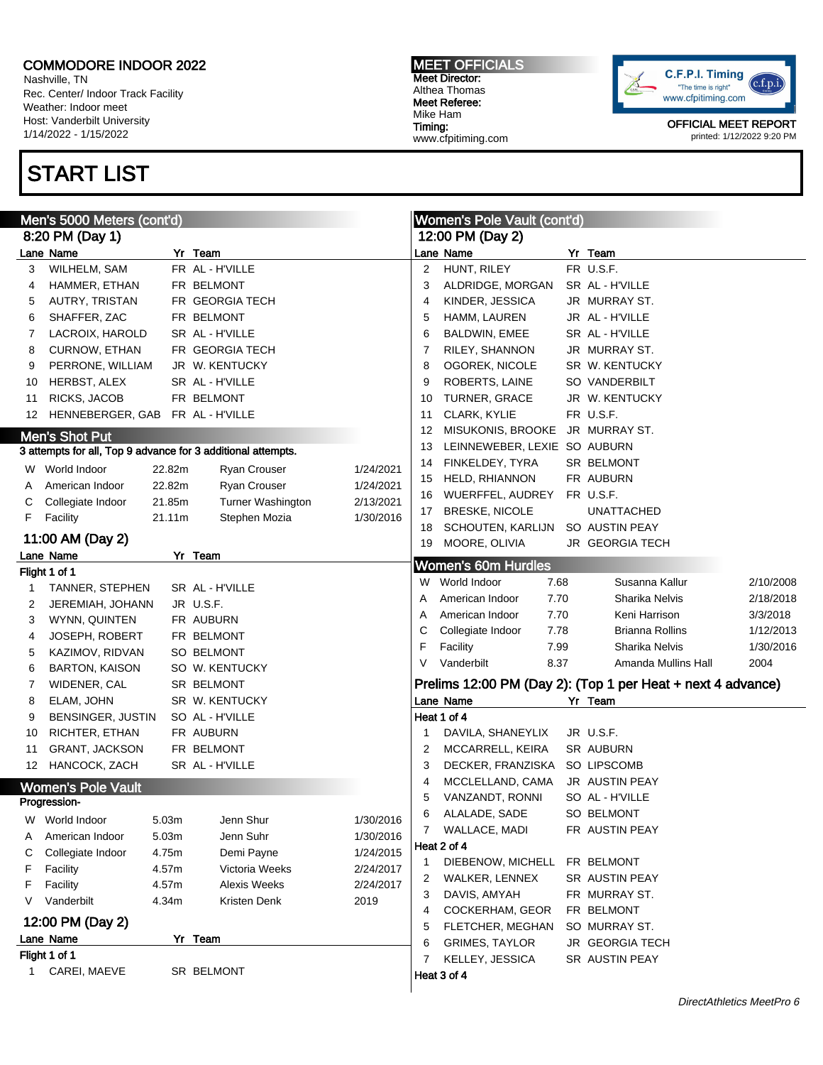COMMODORE INDOOR 2022
Nashville, TN
Rec. Center/ Indoor Track Facility
Weather: Indoor meet
Host: Vanderbilt University
1/14/2022 - 1/15/2022

MEET OFFICIALS
Meet Director:
Althea Thomas
Meet Referee:
Mike Ham
Timing:
www.cfpitiming.com

C.F.P.I. Timing "The time is right" www.cfpitiming.com

OFFICIAL MEET REPORT
printed: 1/12/2022 9:20 PM

# START LIST

## Men's 5000 Meters (cont'd)

### 8:20 PM (Day 1)

| Lane | Name | Yr | Team |
|---|---|---|---|
| 3 | WILHELM, SAM | FR | AL - H'VILLE |
| 4 | HAMMER, ETHAN | FR | BELMONT |
| 5 | AUTRY, TRISTAN | FR | GEORGIA TECH |
| 6 | SHAFFER, ZAC | FR | BELMONT |
| 7 | LACROIX, HAROLD | SR | AL - H'VILLE |
| 8 | CURNOW, ETHAN | FR | GEORGIA TECH |
| 9 | PERRONE, WILLIAM | JR | W. KENTUCKY |
| 10 | HERBST, ALEX | SR | AL - H'VILLE |
| 11 | RICKS, JACOB | FR | BELMONT |
| 12 | HENNEBERGER, GAB | FR | AL - H'VILLE |

## Men's Shot Put

3 attempts for all, Top 9 advance for 3 additional attempts.

| | | | | |
|---|---|---|---|---|
| W | World Indoor | 22.82m | Ryan Crouser | 1/24/2021 |
| A | American Indoor | 22.82m | Ryan Crouser | 1/24/2021 |
| C | Collegiate Indoor | 21.85m | Turner Washington | 2/13/2021 |
| F | Facility | 21.11m | Stephen Mozia | 1/30/2016 |

### 11:00 AM (Day 2)

Flight 1 of 1

| Lane | Name | Yr | Team |
|---|---|---|---|
| 1 | TANNER, STEPHEN | SR | AL - H'VILLE |
| 2 | JEREMIAH, JOHANN | JR | U.S.F. |
| 3 | WYNN, QUINTEN | FR | AUBURN |
| 4 | JOSEPH, ROBERT | FR | BELMONT |
| 5 | KAZIMOV, RIDVAN | SO | BELMONT |
| 6 | BARTON, KAISON | SO | W. KENTUCKY |
| 7 | WIDENER, CAL | SR | BELMONT |
| 8 | ELAM, JOHN | SR | W. KENTUCKY |
| 9 | BENSINGER, JUSTIN | SO | AL - H'VILLE |
| 10 | RICHTER, ETHAN | FR | AUBURN |
| 11 | GRANT, JACKSON | FR | BELMONT |
| 12 | HANCOCK, ZACH | SR | AL - H'VILLE |

## Women's Pole Vault

Progression-

| | | | | |
|---|---|---|---|---|
| W | World Indoor | 5.03m | Jenn Shur | 1/30/2016 |
| A | American Indoor | 5.03m | Jenn Suhr | 1/30/2016 |
| C | Collegiate Indoor | 4.75m | Demi Payne | 1/24/2015 |
| F | Facility | 4.57m | Victoria Weeks | 2/24/2017 |
| F | Facility | 4.57m | Alexis Weeks | 2/24/2017 |
| V | Vanderbilt | 4.34m | Kristen Denk | 2019 |

### 12:00 PM (Day 2)

Flight 1 of 1

| Lane | Name | Yr | Team |
|---|---|---|---|
| 1 | CAREI, MAEVE | SR | BELMONT |

## Women's Pole Vault (cont'd)

### 12:00 PM (Day 2)

| Lane | Name | Yr | Team |
|---|---|---|---|
| 2 | HUNT, RILEY | FR | U.S.F. |
| 3 | ALDRIDGE, MORGAN | SR | AL - H'VILLE |
| 4 | KINDER, JESSICA | JR | MURRAY ST. |
| 5 | HAMM, LAUREN | JR | AL - H'VILLE |
| 6 | BALDWIN, EMEE | SR | AL - H'VILLE |
| 7 | RILEY, SHANNON | JR | MURRAY ST. |
| 8 | OGOREK, NICOLE | SR | W. KENTUCKY |
| 9 | ROBERTS, LAINE | SO | VANDERBILT |
| 10 | TURNER, GRACE | JR | W. KENTUCKY |
| 11 | CLARK, KYLIE | FR | U.S.F. |
| 12 | MISUKONIS, BROOKE | JR | MURRAY ST. |
| 13 | LEINNEWEBER, LEXIE | SO | AUBURN |
| 14 | FINKELDEY, TYRA | SR | BELMONT |
| 15 | HELD, RHIANNON | FR | AUBURN |
| 16 | WUERFFEL, AUDREY | FR | U.S.F. |
| 17 | BRESKE, NICOLE | | UNATTACHED |
| 18 | SCHOUTEN, KARLIJN | SO | AUSTIN PEAY |
| 19 | MOORE, OLIVIA | JR | GEORGIA TECH |

## Women's 60m Hurdles

| | | | | |
|---|---|---|---|---|
| W | World Indoor | 7.68 | Susanna Kallur | 2/10/2008 |
| A | American Indoor | 7.70 | Sharika Nelvis | 2/18/2018 |
| A | American Indoor | 7.70 | Keni Harrison | 3/3/2018 |
| C | Collegiate Indoor | 7.78 | Brianna Rollins | 1/12/2013 |
| F | Facility | 7.99 | Sharika Nelvis | 1/30/2016 |
| V | Vanderbilt | 8.37 | Amanda Mullins Hall | 2004 |

### Prelims 12:00 PM (Day 2): (Top 1 per Heat + next 4 advance)

Heat 1 of 4

| Lane | Name | Yr | Team |
|---|---|---|---|
| 1 | DAVILA, SHANEYLIX | JR | U.S.F. |
| 2 | MCCARRELL, KEIRA | SR | AUBURN |
| 3 | DECKER, FRANZISKA | SO | LIPSCOMB |
| 4 | MCCLELLAND, CAMA | JR | AUSTIN PEAY |
| 5 | VANZANDT, RONNI | SO | AL - H'VILLE |
| 6 | ALALADE, SADE | SO | BELMONT |
| 7 | WALLACE, MADI | FR | AUSTIN PEAY |

Heat 2 of 4

| Lane | Name | Yr | Team |
|---|---|---|---|
| 1 | DIEBENOW, MICHELL | FR | BELMONT |
| 2 | WALKER, LENNEX | SR | AUSTIN PEAY |
| 3 | DAVIS, AMYAH | FR | MURRAY ST. |
| 4 | COCKERHAM, GEOR | FR | BELMONT |
| 5 | FLETCHER, MEGHAN | SO | MURRAY ST. |
| 6 | GRIMES, TAYLOR | JR | GEORGIA TECH |
| 7 | KELLEY, JESSICA | SR | AUSTIN PEAY |

Heat 3 of 4

DirectAthletics MeetPro 6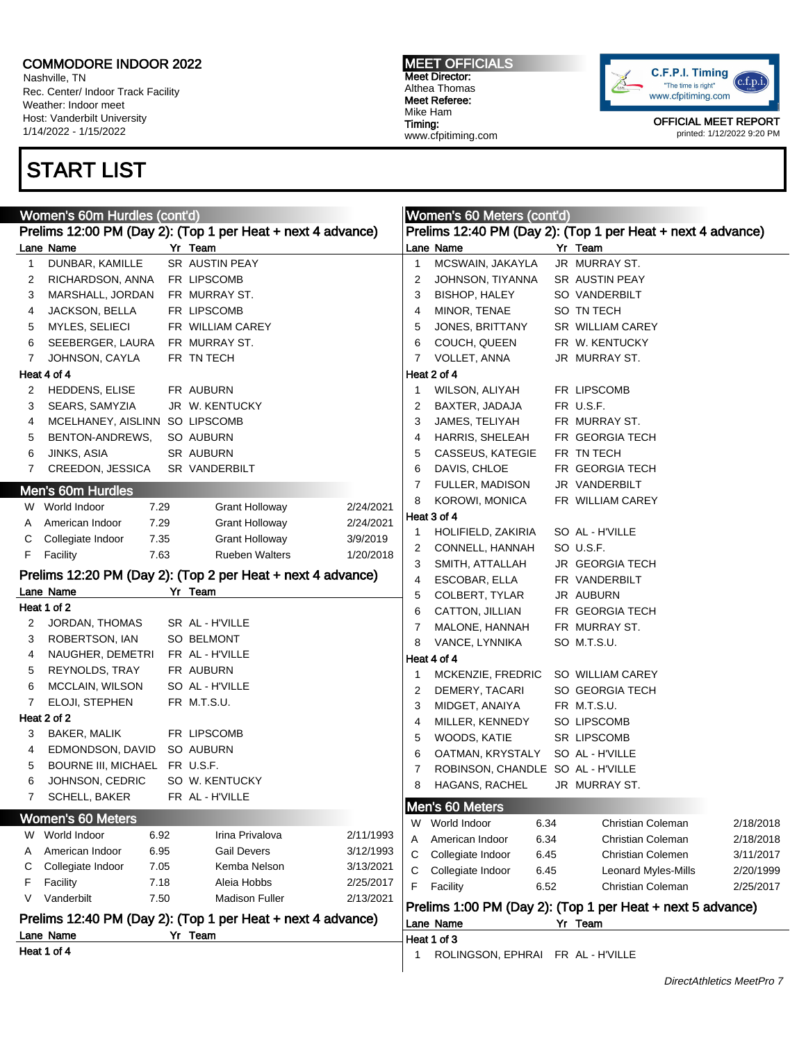COMMODORE INDOOR 2022
Nashville, TN
Rec. Center/ Indoor Track Facility
Weather: Indoor meet
Host: Vanderbilt University
1/14/2022 - 1/15/2022

MEET OFFICIALS
Meet Director:
Althea Thomas
Meet Referee:
Mike Ham
Timing:
www.cfpitiming.com

OFFICIAL MEET REPORT
printed: 1/12/2022 9:20 PM

# START LIST

## Women's 60m Hurdles (cont'd)

### Prelims 12:00 PM (Day 2): (Top 1 per Heat + next 4 advance)

| Lane | Name | Yr | Team |
|---|---|---|---|
| 1 | DUNBAR, KAMILLE | SR | AUSTIN PEAY |
| 2 | RICHARDSON, ANNA | FR | LIPSCOMB |
| 3 | MARSHALL, JORDAN | FR | MURRAY ST. |
| 4 | JACKSON, BELLA | FR | LIPSCOMB |
| 5 | MYLES, SELIECI | FR | WILLIAM CAREY |
| 6 | SEEBERGER, LAURA | FR | MURRAY ST. |
| 7 | JOHNSON, CAYLA | FR | TN TECH |
| **Heat 4 of 4** | | | |
| 2 | HEDDENS, ELISE | FR | AUBURN |
| 3 | SEARS, SAMYZIA | JR | W. KENTUCKY |
| 4 | MCELHANEY, AISLINN | SO | LIPSCOMB |
| 5 | BENTON-ANDREWS, | SO | AUBURN |
| 6 | JINKS, ASIA | SR | AUBURN |
| 7 | CREEDON, JESSICA | SR | VANDERBILT |

## Men's 60m Hurdles

| | Record | Mark | Name | Date |
|---|---|---|---|---|
| W | World Indoor | 7.29 | Grant Holloway | 2/24/2021 |
| A | American Indoor | 7.29 | Grant Holloway | 2/24/2021 |
| C | Collegiate Indoor | 7.35 | Grant Holloway | 3/9/2019 |
| F | Facility | 7.63 | Rueben Walters | 1/20/2018 |

### Prelims 12:20 PM (Day 2): (Top 2 per Heat + next 4 advance)

| Lane | Name | Yr | Team |
|---|---|---|---|
| **Heat 1 of 2** | | | |
| 2 | JORDAN, THOMAS | SR | AL - H'VILLE |
| 3 | ROBERTSON, IAN | SO | BELMONT |
| 4 | NAUGHER, DEMETRI | FR | AL - H'VILLE |
| 5 | REYNOLDS, TRAY | FR | AUBURN |
| 6 | MCCLAIN, WILSON | SO | AL - H'VILLE |
| 7 | ELOJI, STEPHEN | FR | M.T.S.U. |
| **Heat 2 of 2** | | | |
| 3 | BAKER, MALIK | FR | LIPSCOMB |
| 4 | EDMONDSON, DAVID | SO | AUBURN |
| 5 | BOURNE III, MICHAEL | FR | U.S.F. |
| 6 | JOHNSON, CEDRIC | SO | W. KENTUCKY |
| 7 | SCHELL, BAKER | FR | AL - H'VILLE |

## Women's 60 Meters

| | Record | Mark | Name | Date |
|---|---|---|---|---|
| W | World Indoor | 6.92 | Irina Privalova | 2/11/1993 |
| A | American Indoor | 6.95 | Gail Devers | 3/12/1993 |
| C | Collegiate Indoor | 7.05 | Kemba Nelson | 3/13/2021 |
| F | Facility | 7.18 | Aleia Hobbs | 2/25/2017 |
| V | Vanderbilt | 7.50 | Madison Fuller | 2/13/2021 |

### Prelims 12:40 PM (Day 2): (Top 1 per Heat + next 4 advance)

| Lane | Name | Yr | Team |
|---|---|---|---|
| **Heat 1 of 4** | | | |
| 1 | MCSWAIN, JAKAYLA | JR | MURRAY ST. |
| 2 | JOHNSON, TIYANNA | SR | AUSTIN PEAY |
| 3 | BISHOP, HALEY | SO | VANDERBILT |
| 4 | MINOR, TENAE | SO | TN TECH |
| 5 | JONES, BRITTANY | SR | WILLIAM CAREY |
| 6 | COUCH, QUEEN | FR | W. KENTUCKY |
| 7 | VOLLET, ANNA | JR | MURRAY ST. |
| **Heat 2 of 4** | | | |
| 1 | WILSON, ALIYAH | FR | LIPSCOMB |
| 2 | BAXTER, JADAJA | FR | U.S.F. |
| 3 | JAMES, TELIYAH | FR | MURRAY ST. |
| 4 | HARRIS, SHELEAH | FR | GEORGIA TECH |
| 5 | CASSEUS, KATEGIE | FR | TN TECH |
| 6 | DAVIS, CHLOE | FR | GEORGIA TECH |
| 7 | FULLER, MADISON | JR | VANDERBILT |
| 8 | KOROWI, MONICA | FR | WILLIAM CAREY |
| **Heat 3 of 4** | | | |
| 1 | HOLIFIELD, ZAKIRIA | SO | AL - H'VILLE |
| 2 | CONNELL, HANNAH | SO | U.S.F. |
| 3 | SMITH, ATTALLAH | JR | GEORGIA TECH |
| 4 | ESCOBAR, ELLA | FR | VANDERBILT |
| 5 | COLBERT, TYLAR | JR | AUBURN |
| 6 | CATTON, JILLIAN | FR | GEORGIA TECH |
| 7 | MALONE, HANNAH | FR | MURRAY ST. |
| 8 | VANCE, LYNNIKA | SO | M.T.S.U. |
| **Heat 4 of 4** | | | |
| 1 | MCKENZIE, FREDRIC | SO | WILLIAM CAREY |
| 2 | DEMERY, TACARI | SO | GEORGIA TECH |
| 3 | MIDGET, ANAIYA | FR | M.T.S.U. |
| 4 | MILLER, KENNEDY | SO | LIPSCOMB |
| 5 | WOODS, KATIE | SR | LIPSCOMB |
| 6 | OATMAN, KRYSTALY | SO | AL - H'VILLE |
| 7 | ROBINSON, CHANDLE | SO | AL - H'VILLE |
| 8 | HAGANS, RACHEL | JR | MURRAY ST. |

## Men's 60 Meters

| | Record | Mark | Name | Date |
|---|---|---|---|---|
| W | World Indoor | 6.34 | Christian Coleman | 2/18/2018 |
| A | American Indoor | 6.34 | Christian Coleman | 2/18/2018 |
| C | Collegiate Indoor | 6.45 | Christian Colemen | 3/11/2017 |
| C | Collegiate Indoor | 6.45 | Leonard Myles-Mills | 2/20/1999 |
| F | Facility | 6.52 | Christian Coleman | 2/25/2017 |

### Prelims 1:00 PM (Day 2): (Top 1 per Heat + next 5 advance)

| Lane | Name | Yr | Team |
|---|---|---|---|
| **Heat 1 of 3** | | | |
| 1 | ROLINGSON, EPHRAI | FR | AL - H'VILLE |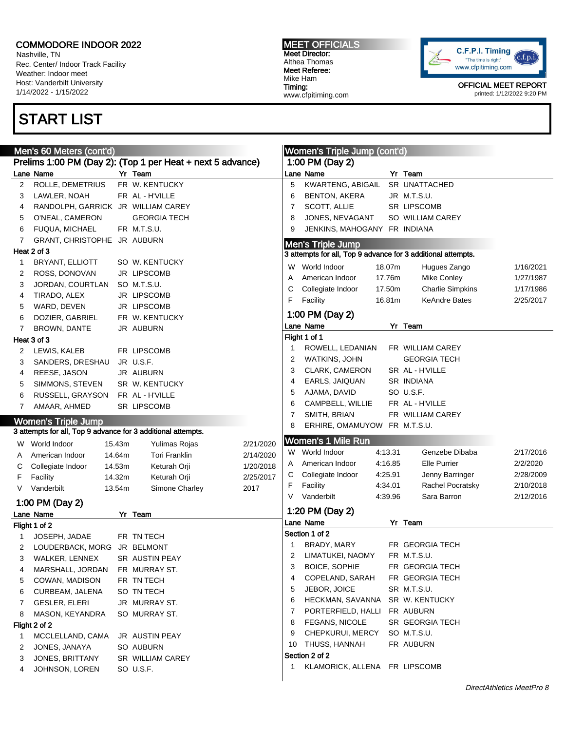COMMODORE INDOOR 2022
Nashville, TN
Rec. Center/ Indoor Track Facility
Weather: Indoor meet
Host: Vanderbilt University
1/14/2022 - 1/15/2022

MEET OFFICIALS
Meet Director:
Althea Thomas
Meet Referee:
Mike Ham
Timing:
www.cfpitiming.com

OFFICIAL MEET REPORT
printed: 1/12/2022 9:20 PM

# START LIST

## Men's 60 Meters (cont'd)

### Prelims 1:00 PM (Day 2): (Top 1 per Heat + next 5 advance)

| Lane | Name | Yr | Team |
|---|---|---|---|
| 2 | ROLLE, DEMETRIUS | FR | W. KENTUCKY |
| 3 | LAWLER, NOAH | FR | AL - H'VILLE |
| 4 | RANDOLPH, GARRICK | JR | WILLIAM CAREY |
| 5 | O'NEAL, CAMERON | | GEORGIA TECH |
| 6 | FUQUA, MICHAEL | FR | M.T.S.U. |
| 7 | GRANT, CHRISTOPHE | JR | AUBURN |

Heat 2 of 3

| Lane | Name | Yr | Team |
|---|---|---|---|
| 1 | BRYANT, ELLIOTT | SO | W. KENTUCKY |
| 2 | ROSS, DONOVAN | JR | LIPSCOMB |
| 3 | JORDAN, COURTLAN | SO | M.T.S.U. |
| 4 | TIRADO, ALEX | JR | LIPSCOMB |
| 5 | WARD, DEVEN | JR | LIPSCOMB |
| 6 | DOZIER, GABRIEL | FR | W. KENTUCKY |
| 7 | BROWN, DANTE | JR | AUBURN |

Heat 3 of 3

| Lane | Name | Yr | Team |
|---|---|---|---|
| 2 | LEWIS, KALEB | FR | LIPSCOMB |
| 3 | SANDERS, DRESHAU | JR | U.S.F. |
| 4 | REESE, JASON | JR | AUBURN |
| 5 | SIMMONS, STEVEN | SR | W. KENTUCKY |
| 6 | RUSSELL, GRAYSON | FR | AL - H'VILLE |
| 7 | AMAAR, AHMED | SR | LIPSCOMB |

## Women's Triple Jump

3 attempts for all, Top 9 advance for 3 additional attempts.

| | Record | Mark | Holder | Date |
|---|---|---|---|---|
| W | World Indoor | 15.43m | Yulimas Rojas | 2/21/2020 |
| A | American Indoor | 14.64m | Tori Franklin | 2/14/2020 |
| C | Collegiate Indoor | 14.53m | Keturah Orji | 1/20/2018 |
| F | Facility | 14.32m | Keturah Orji | 2/25/2017 |
| V | Vanderbilt | 13.54m | Simone Charley | 2017 |

### 1:00 PM (Day 2)

Flight 1 of 2

| Lane | Name | Yr | Team |
|---|---|---|---|
| 1 | JOSEPH, JADAE | FR | TN TECH |
| 2 | LOUDERBACK, MORG | JR | BELMONT |
| 3 | WALKER, LENNEX | SR | AUSTIN PEAY |
| 4 | MARSHALL, JORDAN | FR | MURRAY ST. |
| 5 | COWAN, MADISON | FR | TN TECH |
| 6 | CURBEAM, JALENA | SO | TN TECH |
| 7 | GESLER, ELERI | JR | MURRAY ST. |
| 8 | MASON, KEYANDRA | SO | MURRAY ST. |

Flight 2 of 2

| Lane | Name | Yr | Team |
|---|---|---|---|
| 1 | MCCLELLAND, CAMA | JR | AUSTIN PEAY |
| 2 | JONES, JANAYA | SO | AUBURN |
| 3 | JONES, BRITTANY | SR | WILLIAM CAREY |
| 4 | JOHNSON, LOREN | SO | U.S.F. |

## Women's Triple Jump (cont'd)

### 1:00 PM (Day 2)

| Lane | Name | Yr | Team |
|---|---|---|---|
| 5 | KWARTENG, ABIGAIL | SR | UNATTACHED |
| 6 | BENTON, AKERA | JR | M.T.S.U. |
| 7 | SCOTT, ALLIE | SR | LIPSCOMB |
| 8 | JONES, NEVAGANT | SO | WILLIAM CAREY |
| 9 | JENKINS, MAHOGANY | FR | INDIANA |

## Men's Triple Jump

3 attempts for all, Top 9 advance for 3 additional attempts.

| | Record | Mark | Holder | Date |
|---|---|---|---|---|
| W | World Indoor | 18.07m | Hugues Zango | 1/16/2021 |
| A | American Indoor | 17.76m | Mike Conley | 1/27/1987 |
| C | Collegiate Indoor | 17.50m | Charlie Simpkins | 1/17/1986 |
| F | Facility | 16.81m | KeAndre Bates | 2/25/2017 |

### 1:00 PM (Day 2)

Flight 1 of 1

| Lane | Name | Yr | Team |
|---|---|---|---|
| 1 | ROWELL, LEDANIAN | FR | WILLIAM CAREY |
| 2 | WATKINS, JOHN | | GEORGIA TECH |
| 3 | CLARK, CAMERON | SR | AL - H'VILLE |
| 4 | EARLS, JAIQUAN | SR | INDIANA |
| 5 | AJAMA, DAVID | SO | U.S.F. |
| 6 | CAMPBELL, WILLIE | FR | AL - H'VILLE |
| 7 | SMITH, BRIAN | FR | WILLIAM CAREY |
| 8 | ERHIRE, OMAMUYOW | FR | M.T.S.U. |

## Women's 1 Mile Run

| | Record | Mark | Holder | Date |
|---|---|---|---|---|
| W | World Indoor | 4:13.31 | Genzebe Dibaba | 2/17/2016 |
| A | American Indoor | 4:16.85 | Elle Purrier | 2/2/2020 |
| C | Collegiate Indoor | 4:25.91 | Jenny Barringer | 2/28/2009 |
| F | Facility | 4:34.01 | Rachel Pocratsky | 2/10/2018 |
| V | Vanderbilt | 4:39.96 | Sara Barron | 2/12/2016 |

### 1:20 PM (Day 2)

Section 1 of 2

| Lane | Name | Yr | Team |
|---|---|---|---|
| 1 | BRADY, MARY | FR | GEORGIA TECH |
| 2 | LIMATUKEI, NAOMY | FR | M.T.S.U. |
| 3 | BOICE, SOPHIE | FR | GEORGIA TECH |
| 4 | COPELAND, SARAH | FR | GEORGIA TECH |
| 5 | JEBOR, JOICE | SR | M.T.S.U. |
| 6 | HECKMAN, SAVANNA | SR | W. KENTUCKY |
| 7 | PORTERFIELD, HALLI | FR | AUBURN |
| 8 | FEGANS, NICOLE | SR | GEORGIA TECH |
| 9 | CHEPKURUI, MERCY | SO | M.T.S.U. |
| 10 | THUSS, HANNAH | FR | AUBURN |

Section 2 of 2

| Lane | Name | Yr | Team |
|---|---|---|---|
| 1 | KLAMORICK, ALLENA | FR | LIPSCOMB |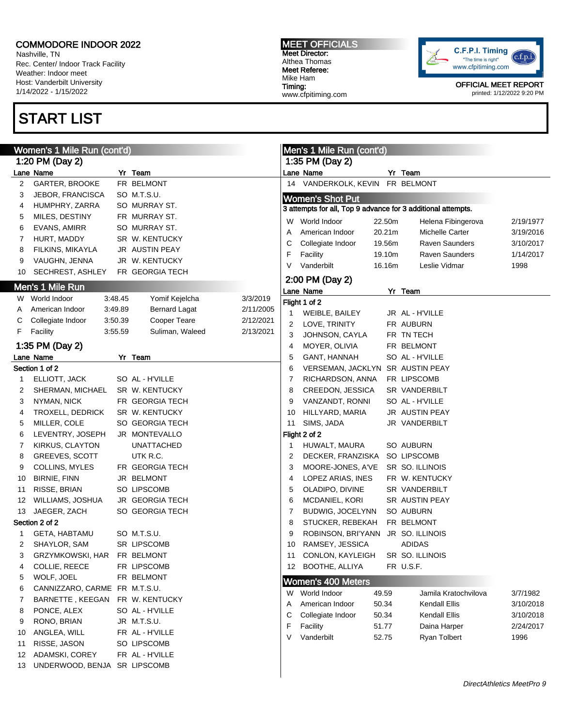# COMMODORE INDOOR 2022

Nashville, TN
Rec. Center/ Indoor Track Facility
Weather: Indoor meet
Host: Vanderbilt University
1/14/2022 - 1/15/2022

**MEET OFFICIALS**
**Meet Director:** Althea Thomas
**Meet Referee:** Mike Ham
**Timing:** www.cfpitiming.com

C.F.P.I. Timing "The time is right" www.cfpitiming.com

OFFICIAL MEET REPORT
printed: 1/12/2022 9:20 PM

## START LIST

### Women's 1 Mile Run (cont'd)

#### 1:20 PM (Day 2)

| Lane | Name | Yr | Team |
|---|---|---|---|
| 2 | GARTER, BROOKE | FR | BELMONT |
| 3 | JEBOR, FRANCISCA | SO | M.T.S.U. |
| 4 | HUMPHRY, ZARRA | SO | MURRAY ST. |
| 5 | MILES, DESTINY | FR | MURRAY ST. |
| 6 | EVANS, AMIRR | SO | MURRAY ST. |
| 7 | HURT, MADDY | SR | W. KENTUCKY |
| 8 | FILKINS, MIKAYLA | JR | AUSTIN PEAY |
| 9 | VAUGHN, JENNA | JR | W. KENTUCKY |
| 10 | SECHREST, ASHLEY | FR | GEORGIA TECH |

### Men's 1 Mile Run

| | Record | Mark | Name | Date |
|---|---|---|---|---|
| W | World Indoor | 3:48.45 | Yomif Kejelcha | 3/3/2019 |
| A | American Indoor | 3:49.89 | Bernard Lagat | 2/11/2005 |
| C | Collegiate Indoor | 3:50.39 | Cooper Teare | 2/12/2021 |
| F | Facility | 3:55.59 | Suliman, Waleed | 2/13/2021 |

#### 1:35 PM (Day 2)

**Section 1 of 2**

| Lane | Name | Yr | Team |
|---|---|---|---|
| 1 | ELLIOTT, JACK | SO | AL - H'VILLE |
| 2 | SHERMAN, MICHAEL | SR | W. KENTUCKY |
| 3 | NYMAN, NICK | FR | GEORGIA TECH |
| 4 | TROXELL, DEDRICK | SR | W. KENTUCKY |
| 5 | MILLER, COLE | SO | GEORGIA TECH |
| 6 | LEVENTRY, JOSEPH | JR | MONTEVALLO |
| 7 | KIRKUS, CLAYTON | | UNATTACHED |
| 8 | GREEVES, SCOTT | | UTK R.C. |
| 9 | COLLINS, MYLES | FR | GEORGIA TECH |
| 10 | BIRNIE, FINN | JR | BELMONT |
| 11 | RISSE, BRIAN | SO | LIPSCOMB |
| 12 | WILLIAMS, JOSHUA | JR | GEORGIA TECH |
| 13 | JAEGER, ZACH | SO | GEORGIA TECH |

**Section 2 of 2**

| Lane | Name | Yr | Team |
|---|---|---|---|
| 1 | GETA, HABTAMU | SO | M.T.S.U. |
| 2 | SHAYLOR, SAM | SR | LIPSCOMB |
| 3 | GRZYMKOWSKI, HAR | FR | BELMONT |
| 4 | COLLIE, REECE | FR | LIPSCOMB |
| 5 | WOLF, JOEL | FR | BELMONT |
| 6 | CANNIZZARO, CARME | FR | M.T.S.U. |
| 7 | BARNETTE , KEEGAN | FR | W. KENTUCKY |
| 8 | PONCE, ALEX | SO | AL - H'VILLE |
| 9 | RONO, BRIAN | JR | M.T.S.U. |
| 10 | ANGLEA, WILL | FR | AL - H'VILLE |
| 11 | RISSE, JASON | SO | LIPSCOMB |
| 12 | ADAMSKI, COREY | FR | AL - H'VILLE |
| 13 | UNDERWOOD, BENJA | SR | LIPSCOMB |

### Men's 1 Mile Run (cont'd)

#### 1:35 PM (Day 2)

| Lane | Name | Yr | Team |
|---|---|---|---|
| 14 | VANDERKOLK, KEVIN | FR | BELMONT |

### Women's Shot Put

3 attempts for all, Top 9 advance for 3 additional attempts.

| | Record | Mark | Name | Date |
|---|---|---|---|---|
| W | World Indoor | 22.50m | Helena Fibingerova | 2/19/1977 |
| A | American Indoor | 20.21m | Michelle Carter | 3/19/2016 |
| C | Collegiate Indoor | 19.56m | Raven Saunders | 3/10/2017 |
| F | Facility | 19.10m | Raven Saunders | 1/14/2017 |
| V | Vanderbilt | 16.16m | Leslie Vidmar | 1998 |

#### 2:00 PM (Day 2)

**Flight 1 of 2**

| Lane | Name | Yr | Team |
|---|---|---|---|
| 1 | WEIBLE, BAILEY | JR | AL - H'VILLE |
| 2 | LOVE, TRINITY | FR | AUBURN |
| 3 | JOHNSON, CAYLA | FR | TN TECH |
| 4 | MOYER, OLIVIA | FR | BELMONT |
| 5 | GANT, HANNAH | SO | AL - H'VILLE |
| 6 | VERSEMAN, JACKLYN | SR | AUSTIN PEAY |
| 7 | RICHARDSON, ANNA | FR | LIPSCOMB |
| 8 | CREEDON, JESSICA | SR | VANDERBILT |
| 9 | VANZANDT, RONNI | SO | AL - H'VILLE |
| 10 | HILLYARD, MARIA | JR | AUSTIN PEAY |
| 11 | SIMS, JADA | JR | VANDERBILT |

**Flight 2 of 2**

| Lane | Name | Yr | Team |
|---|---|---|---|
| 1 | HUWALT, MAURA | SO | AUBURN |
| 2 | DECKER, FRANZISKA | SO | LIPSCOMB |
| 3 | MOORE-JONES, A'VE | SR | SO. ILLINOIS |
| 4 | LOPEZ ARIAS, INES | FR | W. KENTUCKY |
| 5 | OLADIPO, DIVINE | SR | VANDERBILT |
| 6 | MCDANIEL, KORI | SR | AUSTIN PEAY |
| 7 | BUDWIG, JOCELYNN | SO | AUBURN |
| 8 | STUCKER, REBEKAH | FR | BELMONT |
| 9 | ROBINSON, BRI'YANN | JR | SO. ILLINOIS |
| 10 | RAMSEY, JESSICA | | ADIDAS |
| 11 | CONLON, KAYLEIGH | SR | SO. ILLINOIS |
| 12 | BOOTHE, ALLIYA | FR | U.S.F. |

### Women's 400 Meters

| | Record | Mark | Name | Date |
|---|---|---|---|---|
| W | World Indoor | 49.59 | Jamila Kratochvilova | 3/7/1982 |
| A | American Indoor | 50.34 | Kendall Ellis | 3/10/2018 |
| C | Collegiate Indoor | 50.34 | Kendall Ellis | 3/10/2018 |
| F | Facility | 51.77 | Daina Harper | 2/24/2017 |
| V | Vanderbilt | 52.75 | Ryan Tolbert | 1996 |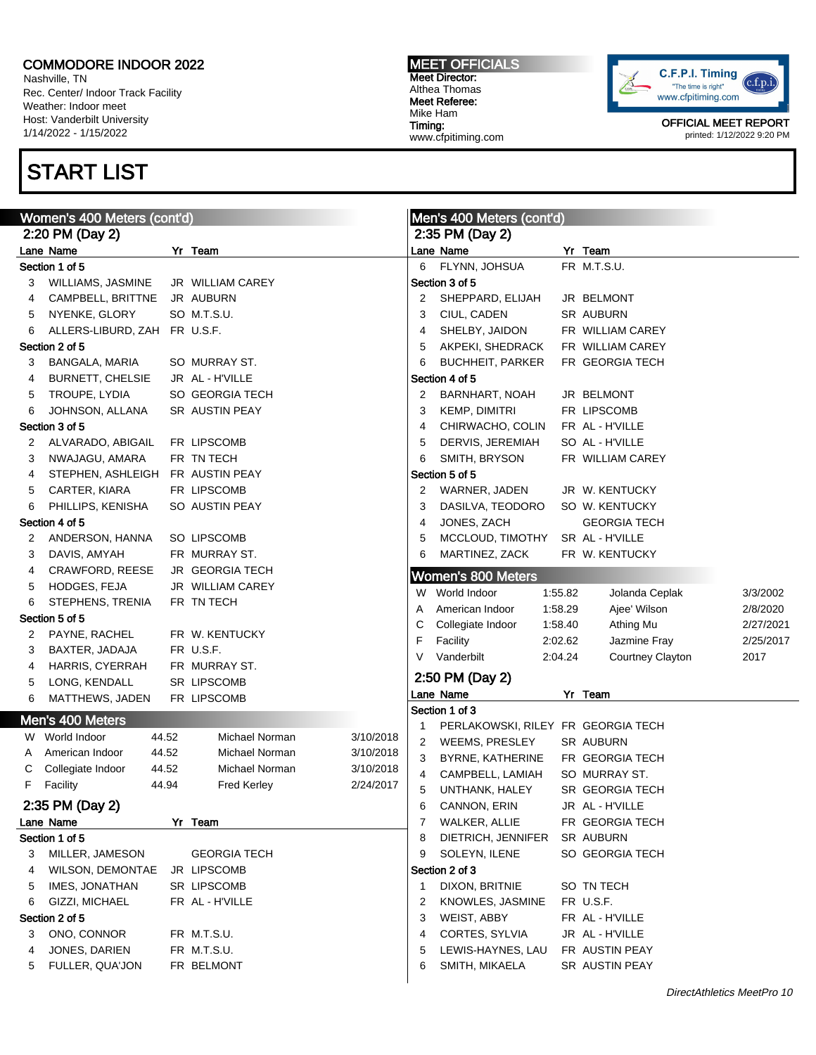# COMMODORE INDOOR 2022

Nashville, TN
Rec. Center/ Indoor Track Facility
Weather: Indoor meet
Host: Vanderbilt University
1/14/2022 - 1/15/2022

**MEET OFFICIALS**
Meet Director:
Althea Thomas
Meet Referee:
Mike Ham
Timing:
www.cfpitiming.com

OFFICIAL MEET REPORT
printed: 1/12/2022 9:20 PM

# START LIST

## Women's 400 Meters (cont'd)

### 2:20 PM (Day 2)

| Lane | Name | Yr | Team |
|---|---|---|---|
| **Section 1 of 5** | | | |
| 3 | WILLIAMS, JASMINE | JR | WILLIAM CAREY |
| 4 | CAMPBELL, BRITTNE | JR | AUBURN |
| 5 | NYENKE, GLORY | SO | M.T.S.U. |
| 6 | ALLERS-LIBURD, ZAH | FR | U.S.F. |
| **Section 2 of 5** | | | |
| 3 | BANGALA, MARIA | SO | MURRAY ST. |
| 4 | BURNETT, CHELSIE | JR | AL - H'VILLE |
| 5 | TROUPE, LYDIA | SO | GEORGIA TECH |
| 6 | JOHNSON, ALLANA | SR | AUSTIN PEAY |
| **Section 3 of 5** | | | |
| 2 | ALVARADO, ABIGAIL | FR | LIPSCOMB |
| 3 | NWAJAGU, AMARA | FR | TN TECH |
| 4 | STEPHEN, ASHLEIGH | FR | AUSTIN PEAY |
| 5 | CARTER, KIARA | FR | LIPSCOMB |
| 6 | PHILLIPS, KENISHA | SO | AUSTIN PEAY |
| **Section 4 of 5** | | | |
| 2 | ANDERSON, HANNA | SO | LIPSCOMB |
| 3 | DAVIS, AMYAH | FR | MURRAY ST. |
| 4 | CRAWFORD, REESE | JR | GEORGIA TECH |
| 5 | HODGES, FEJA | JR | WILLIAM CAREY |
| 6 | STEPHENS, TRENIA | FR | TN TECH |
| **Section 5 of 5** | | | |
| 2 | PAYNE, RACHEL | FR | W. KENTUCKY |
| 3 | BAXTER, JADAJA | FR | U.S.F. |
| 4 | HARRIS, CYERRAH | FR | MURRAY ST. |
| 5 | LONG, KENDALL | SR | LIPSCOMB |
| 6 | MATTHEWS, JADEN | FR | LIPSCOMB |

## Men's 400 Meters

| | Record | Mark | Name | Date |
|---|---|---|---|---|
| W | World Indoor | 44.52 | Michael Norman | 3/10/2018 |
| A | American Indoor | 44.52 | Michael Norman | 3/10/2018 |
| C | Collegiate Indoor | 44.52 | Michael Norman | 3/10/2018 |
| F | Facility | 44.94 | Fred Kerley | 2/24/2017 |

### 2:35 PM (Day 2)

| Lane | Name | Yr | Team |
|---|---|---|---|
| **Section 1 of 5** | | | |
| 3 | MILLER, JAMESON | | GEORGIA TECH |
| 4 | WILSON, DEMONTAE | JR | LIPSCOMB |
| 5 | IMES, JONATHAN | SR | LIPSCOMB |
| 6 | GIZZI, MICHAEL | FR | AL - H'VILLE |
| **Section 2 of 5** | | | |
| 3 | ONO, CONNOR | FR | M.T.S.U. |
| 4 | JONES, DARIEN | FR | M.T.S.U. |
| 5 | FULLER, QUA'JON | FR | BELMONT |
| 6 | FLYNN, JOHSUA | FR | M.T.S.U. |
| **Section 3 of 5** | | | |
| 2 | SHEPPARD, ELIJAH | JR | BELMONT |
| 3 | CIUL, CADEN | SR | AUBURN |
| 4 | SHELBY, JAIDON | FR | WILLIAM CAREY |
| 5 | AKPEKI, SHEDRACK | FR | WILLIAM CAREY |
| 6 | BUCHHEIT, PARKER | FR | GEORGIA TECH |
| **Section 4 of 5** | | | |
| 2 | BARNHART, NOAH | JR | BELMONT |
| 3 | KEMP, DIMITRI | FR | LIPSCOMB |
| 4 | CHIRWACHO, COLIN | FR | AL - H'VILLE |
| 5 | DERVIS, JEREMIAH | SO | AL - H'VILLE |
| 6 | SMITH, BRYSON | FR | WILLIAM CAREY |
| **Section 5 of 5** | | | |
| 2 | WARNER, JADEN | JR | W. KENTUCKY |
| 3 | DASILVA, TEODORO | SO | W. KENTUCKY |
| 4 | JONES, ZACH | | GEORGIA TECH |
| 5 | MCCLOUD, TIMOTHY | SR | AL - H'VILLE |
| 6 | MARTINEZ, ZACK | FR | W. KENTUCKY |

## Women's 800 Meters

| | Record | Mark | Name | Date |
|---|---|---|---|---|
| W | World Indoor | 1:55.82 | Jolanda Ceplak | 3/3/2002 |
| A | American Indoor | 1:58.29 | Ajee' Wilson | 2/8/2020 |
| C | Collegiate Indoor | 1:58.40 | Athing Mu | 2/27/2021 |
| F | Facility | 2:02.62 | Jazmine Fray | 2/25/2017 |
| V | Vanderbilt | 2:04.24 | Courtney Clayton | 2017 |

### 2:50 PM (Day 2)

| Lane | Name | Yr | Team |
|---|---|---|---|
| **Section 1 of 3** | | | |
| 1 | PERLAKOWSKI, RILEY | FR | GEORGIA TECH |
| 2 | WEEMS, PRESLEY | SR | AUBURN |
| 3 | BYRNE, KATHERINE | FR | GEORGIA TECH |
| 4 | CAMPBELL, LAMIAH | SO | MURRAY ST. |
| 5 | UNTHANK, HALEY | SR | GEORGIA TECH |
| 6 | CANNON, ERIN | JR | AL - H'VILLE |
| 7 | WALKER, ALLIE | FR | GEORGIA TECH |
| 8 | DIETRICH, JENNIFER | SR | AUBURN |
| 9 | SOLEYN, ILENE | SO | GEORGIA TECH |
| **Section 2 of 3** | | | |
| 1 | DIXON, BRITNIE | SO | TN TECH |
| 2 | KNOWLES, JASMINE | FR | U.S.F. |
| 3 | WEIST, ABBY | FR | AL - H'VILLE |
| 4 | CORTES, SYLVIA | JR | AL - H'VILLE |
| 5 | LEWIS-HAYNES, LAU | FR | AUSTIN PEAY |
| 6 | SMITH, MIKAELA | SR | AUSTIN PEAY |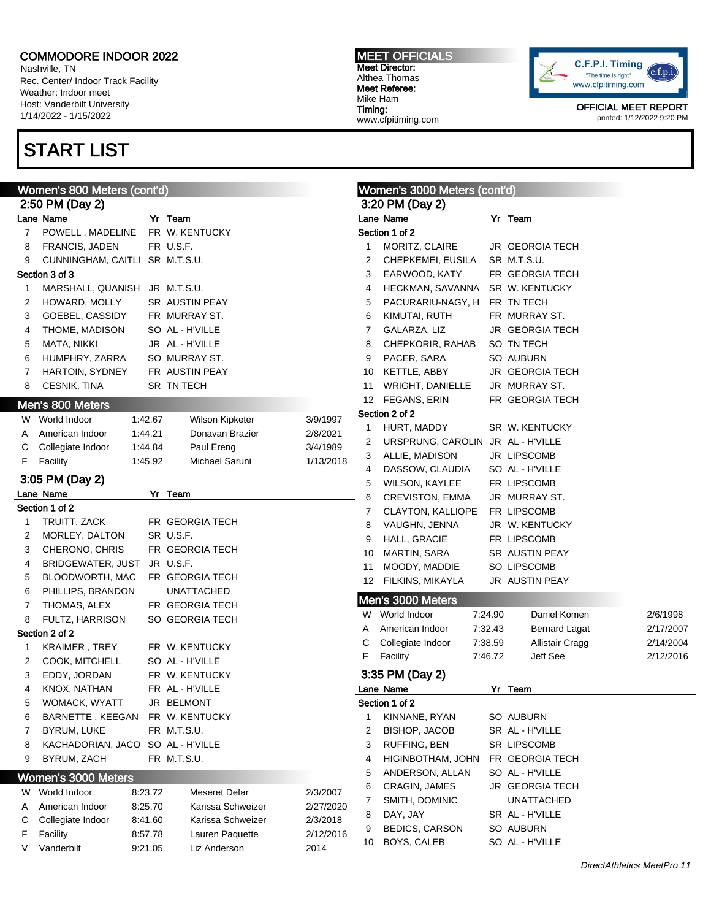**COMMODORE INDOOR 2022**
Nashville, TN
Rec. Center/ Indoor Track Facility
Weather: Indoor meet
Host: Vanderbilt University
1/14/2022 - 1/15/2022

**MEET OFFICIALS**
**Meet Director:**
Althea Thomas
**Meet Referee:**
Mike Ham
**Timing:**
www.cfpitiming.com

OFFICIAL MEET REPORT
printed: 1/12/2022 9:20 PM

# START LIST

## Women's 800 Meters (cont'd)

### 2:50 PM (Day 2)

| Lane | Name | Yr | Team |
|---|---|---|---|
| 7 | POWELL , MADELINE | FR | W. KENTUCKY |
| 8 | FRANCIS, JADEN | FR | U.S.F. |
| 9 | CUNNINGHAM, CAITLI | SR | M.T.S.U. |
| **Section 3 of 3** | | | |
| 1 | MARSHALL, QUANISH | JR | M.T.S.U. |
| 2 | HOWARD, MOLLY | SR | AUSTIN PEAY |
| 3 | GOEBEL, CASSIDY | FR | MURRAY ST. |
| 4 | THOME, MADISON | SO | AL - H'VILLE |
| 5 | MATA, NIKKI | JR | AL - H'VILLE |
| 6 | HUMPHRY, ZARRA | SO | MURRAY ST. |
| 7 | HARTOIN, SYDNEY | FR | AUSTIN PEAY |
| 8 | CESNIK, TINA | SR | TN TECH |

## Men's 800 Meters

| | | | | |
|---|---|---|---|---|
| W | World Indoor | 1:42.67 | Wilson Kipketer | 3/9/1997 |
| A | American Indoor | 1:44.21 | Donavan Brazier | 2/8/2021 |
| C | Collegiate Indoor | 1:44.84 | Paul Ereng | 3/4/1989 |
| F | Facility | 1:45.92 | Michael Saruni | 1/13/2018 |

### 3:05 PM (Day 2)

| Lane | Name | Yr | Team |
|---|---|---|---|
| **Section 1 of 2** | | | |
| 1 | TRUITT, ZACK | FR | GEORGIA TECH |
| 2 | MORLEY, DALTON | SR | U.S.F. |
| 3 | CHERONO, CHRIS | FR | GEORGIA TECH |
| 4 | BRIDGEWATER, JUST | JR | U.S.F. |
| 5 | BLOODWORTH, MAC | FR | GEORGIA TECH |
| 6 | PHILLIPS, BRANDON | | UNATTACHED |
| 7 | THOMAS, ALEX | FR | GEORGIA TECH |
| 8 | FULTZ, HARRISON | SO | GEORGIA TECH |
| **Section 2 of 2** | | | |
| 1 | KRAIMER , TREY | FR | W. KENTUCKY |
| 2 | COOK, MITCHELL | SO | AL - H'VILLE |
| 3 | EDDY, JORDAN | FR | W. KENTUCKY |
| 4 | KNOX, NATHAN | FR | AL - H'VILLE |
| 5 | WOMACK, WYATT | JR | BELMONT |
| 6 | BARNETTE , KEEGAN | FR | W. KENTUCKY |
| 7 | BYRUM, LUKE | FR | M.T.S.U. |
| 8 | KACHADORIAN, JACO | SO | AL - H'VILLE |
| 9 | BYRUM, ZACH | FR | M.T.S.U. |

## Women's 3000 Meters

| | | | | |
|---|---|---|---|---|
| W | World Indoor | 8:23.72 | Meseret Defar | 2/3/2007 |
| A | American Indoor | 8:25.70 | Karissa Schweizer | 2/27/2020 |
| C | Collegiate Indoor | 8:41.60 | Karissa Schweizer | 2/3/2018 |
| F | Facility | 8:57.78 | Lauren Paquette | 2/12/2016 |
| V | Vanderbilt | 9:21.05 | Liz Anderson | 2014 |

## Women's 3000 Meters (cont'd)

### 3:20 PM (Day 2)

| Lane | Name | Yr | Team |
|---|---|---|---|
| **Section 1 of 2** | | | |
| 1 | MORITZ, CLAIRE | JR | GEORGIA TECH |
| 2 | CHEPKEMEI, EUSILA | SR | M.T.S.U. |
| 3 | EARWOOD, KATY | FR | GEORGIA TECH |
| 4 | HECKMAN, SAVANNA | SR | W. KENTUCKY |
| 5 | PACURARIU-NAGY, H | FR | TN TECH |
| 6 | KIMUTAI, RUTH | FR | MURRAY ST. |
| 7 | GALARZA, LIZ | JR | GEORGIA TECH |
| 8 | CHEPKORIR, RAHAB | SO | TN TECH |
| 9 | PACER, SARA | SO | AUBURN |
| 10 | KETTLE, ABBY | JR | GEORGIA TECH |
| 11 | WRIGHT, DANIELLE | JR | MURRAY ST. |
| 12 | FEGANS, ERIN | FR | GEORGIA TECH |
| **Section 2 of 2** | | | |
| 1 | HURT, MADDY | SR | W. KENTUCKY |
| 2 | URSPRUNG, CAROLIN | JR | AL - H'VILLE |
| 3 | ALLIE, MADISON | JR | LIPSCOMB |
| 4 | DASSOW, CLAUDIA | SO | AL - H'VILLE |
| 5 | WILSON, KAYLEE | FR | LIPSCOMB |
| 6 | CREVISTON, EMMA | JR | MURRAY ST. |
| 7 | CLAYTON, KALLIOPE | FR | LIPSCOMB |
| 8 | VAUGHN, JENNA | JR | W. KENTUCKY |
| 9 | HALL, GRACIE | FR | LIPSCOMB |
| 10 | MARTIN, SARA | SR | AUSTIN PEAY |
| 11 | MOODY, MADDIE | SO | LIPSCOMB |
| 12 | FILKINS, MIKAYLA | JR | AUSTIN PEAY |

## Men's 3000 Meters

| | | | | |
|---|---|---|---|---|
| W | World Indoor | 7:24.90 | Daniel Komen | 2/6/1998 |
| A | American Indoor | 7:32.43 | Bernard Lagat | 2/17/2007 |
| C | Collegiate Indoor | 7:38.59 | Allistair Cragg | 2/14/2004 |
| F | Facility | 7:46.72 | Jeff See | 2/12/2016 |

### 3:35 PM (Day 2)

| Lane | Name | Yr | Team |
|---|---|---|---|
| **Section 1 of 2** | | | |
| 1 | KINNANE, RYAN | SO | AUBURN |
| 2 | BISHOP, JACOB | SR | AL - H'VILLE |
| 3 | RUFFING, BEN | SR | LIPSCOMB |
| 4 | HIGINBOTHAM, JOHN | FR | GEORGIA TECH |
| 5 | ANDERSON, ALLAN | SO | AL - H'VILLE |
| 6 | CRAGIN, JAMES | JR | GEORGIA TECH |
| 7 | SMITH, DOMINIC | | UNATTACHED |
| 8 | DAY, JAY | SR | AL - H'VILLE |
| 9 | BEDICS, CARSON | SO | AUBURN |
| 10 | BOYS, CALEB | SO | AL - H'VILLE |

*DirectAthletics MeetPro 11*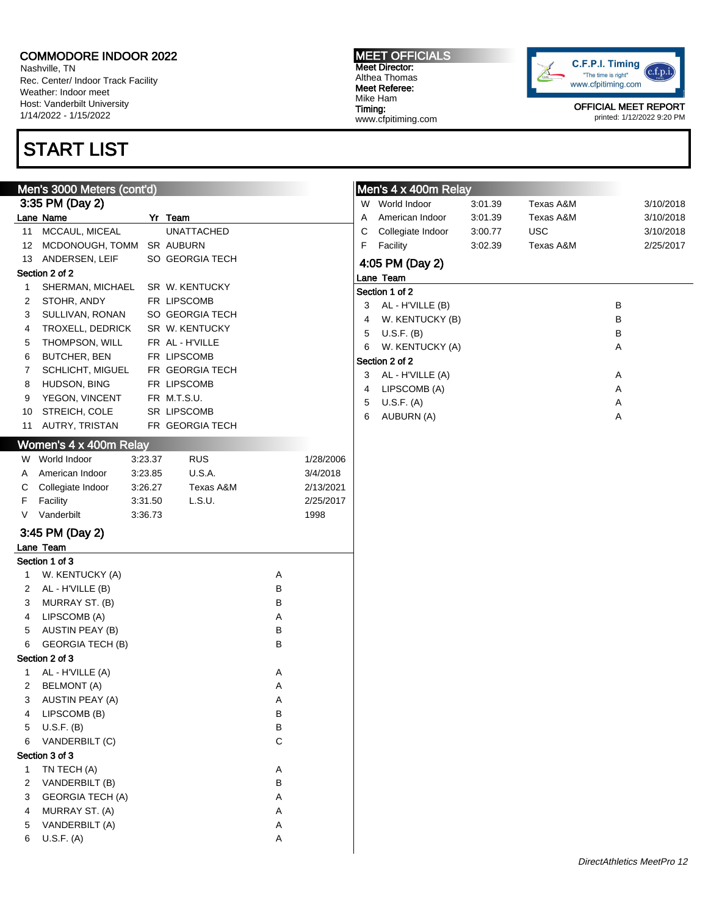COMMODORE INDOOR 2022
Nashville, TN
Rec. Center/ Indoor Track Facility
Weather: Indoor meet
Host: Vanderbilt University
1/14/2022 - 1/15/2022

MEET OFFICIALS
Meet Director:
Althea Thomas
Meet Referee:
Mike Ham
Timing:
www.cfpitiming.com

OFFICIAL MEET REPORT
printed: 1/12/2022 9:20 PM

# START LIST

## Men's 3000 Meters (cont'd)

### 3:35 PM (Day 2)

| Lane | Name | Yr | Team |
|---|---|---|---|
| 11 | MCCAUL, MICEAL | | UNATTACHED |
| 12 | MCDONOUGH, TOMM | SR | AUBURN |
| 13 | ANDERSEN, LEIF | SO | GEORGIA TECH |
| **Section 2 of 2** | | | |
| 1 | SHERMAN, MICHAEL | SR | W. KENTUCKY |
| 2 | STOHR, ANDY | FR | LIPSCOMB |
| 3 | SULLIVAN, RONAN | SO | GEORGIA TECH |
| 4 | TROXELL, DEDRICK | SR | W. KENTUCKY |
| 5 | THOMPSON, WILL | FR | AL - H'VILLE |
| 6 | BUTCHER, BEN | FR | LIPSCOMB |
| 7 | SCHLICHT, MIGUEL | FR | GEORGIA TECH |
| 8 | HUDSON, BING | FR | LIPSCOMB |
| 9 | YEGON, VINCENT | FR | M.T.S.U. |
| 10 | STREICH, COLE | SR | LIPSCOMB |
| 11 | AUTRY, TRISTAN | FR | GEORGIA TECH |

## Women's 4 x 400m Relay

| | | | | |
|---|---|---|---|---|
| W | World Indoor | 3:23.37 | RUS | 1/28/2006 |
| A | American Indoor | 3:23.85 | U.S.A. | 3/4/2018 |
| C | Collegiate Indoor | 3:26.27 | Texas A&M | 2/13/2021 |
| F | Facility | 3:31.50 | L.S.U. | 2/25/2017 |
| V | Vanderbilt | 3:36.73 | | 1998 |

### 3:45 PM (Day 2)

| Lane | Team | |
|---|---|---|
| **Section 1 of 3** | | |
| 1 | W. KENTUCKY (A) | A |
| 2 | AL - H'VILLE (B) | B |
| 3 | MURRAY ST. (B) | B |
| 4 | LIPSCOMB (A) | A |
| 5 | AUSTIN PEAY (B) | B |
| 6 | GEORGIA TECH (B) | B |
| **Section 2 of 3** | | |
| 1 | AL - H'VILLE (A) | A |
| 2 | BELMONT (A) | A |
| 3 | AUSTIN PEAY (A) | A |
| 4 | LIPSCOMB (B) | B |
| 5 | U.S.F. (B) | B |
| 6 | VANDERBILT (C) | C |
| **Section 3 of 3** | | |
| 1 | TN TECH (A) | A |
| 2 | VANDERBILT (B) | B |
| 3 | GEORGIA TECH (A) | A |
| 4 | MURRAY ST. (A) | A |
| 5 | VANDERBILT (A) | A |
| 6 | U.S.F. (A) | A |

## Men's 4 x 400m Relay

| | | | | |
|---|---|---|---|---|
| W | World Indoor | 3:01.39 | Texas A&M | 3/10/2018 |
| A | American Indoor | 3:01.39 | Texas A&M | 3/10/2018 |
| C | Collegiate Indoor | 3:00.77 | USC | 3/10/2018 |
| F | Facility | 3:02.39 | Texas A&M | 2/25/2017 |

### 4:05 PM (Day 2)

| Lane | Team | |
|---|---|---|
| **Section 1 of 2** | | |
| 3 | AL - H'VILLE (B) | B |
| 4 | W. KENTUCKY (B) | B |
| 5 | U.S.F. (B) | B |
| 6 | W. KENTUCKY (A) | A |
| **Section 2 of 2** | | |
| 3 | AL - H'VILLE (A) | A |
| 4 | LIPSCOMB (A) | A |
| 5 | U.S.F. (A) | A |
| 6 | AUBURN (A) | A |